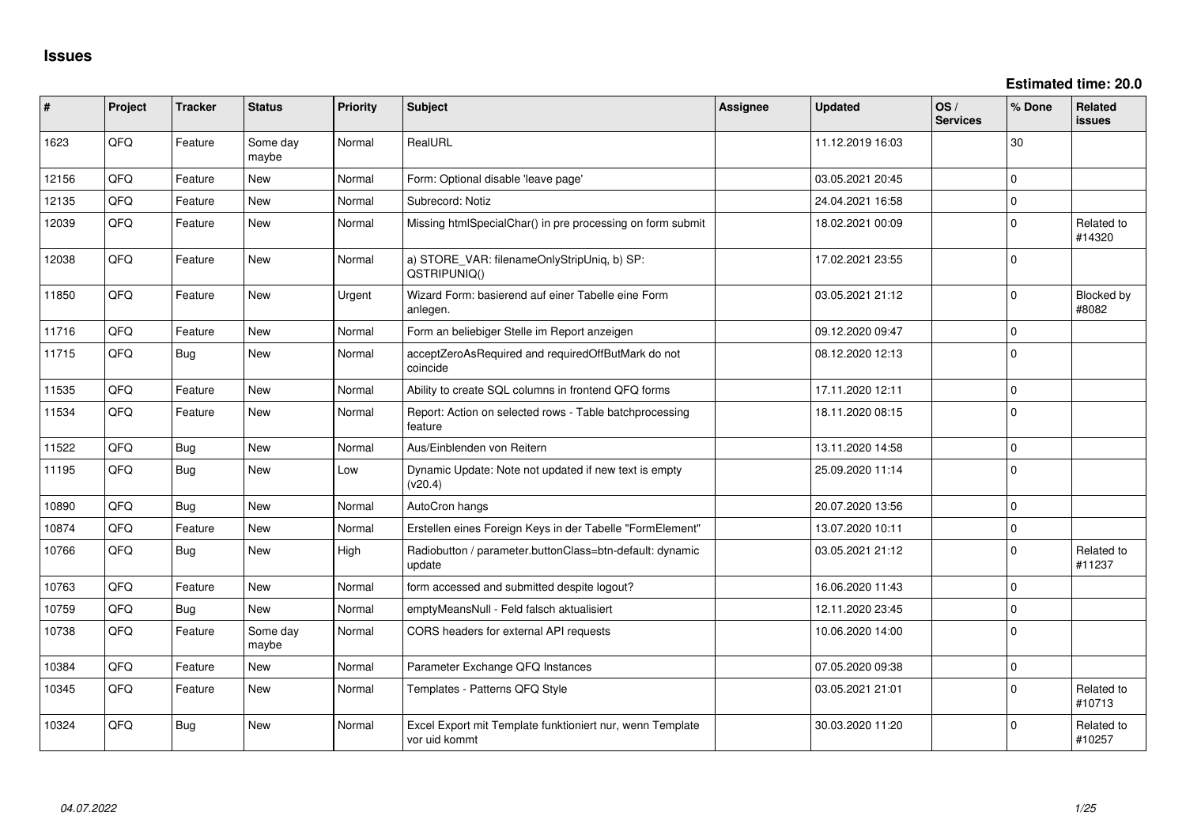## Issues

**Estimated time: 20.0**

| # | Project | Tracker | Status | Priority | Subject | Assignee | Updated | OS / Services | % Done | Related issues |
|---|---|---|---|---|---|---|---|---|---|---|
| 1623 | QFQ | Feature | Some day maybe | Normal | RealURL | | 11.12.2019 16:03 | | 30 | |
| 12156 | QFQ | Feature | New | Normal | Form: Optional disable 'leave page' | | 03.05.2021 20:45 | | 0 | |
| 12135 | QFQ | Feature | New | Normal | Subrecord: Notiz | | 24.04.2021 16:58 | | 0 | |
| 12039 | QFQ | Feature | New | Normal | Missing htmlSpecialChar() in pre processing on form submit | | 18.02.2021 00:09 | | 0 | Related to #14320 |
| 12038 | QFQ | Feature | New | Normal | a) STORE_VAR: filenameOnlyStripUniq, b) SP: QSTRIPUNIQ() | | 17.02.2021 23:55 | | 0 | |
| 11850 | QFQ | Feature | New | Urgent | Wizard Form: basierend auf einer Tabelle eine Form anlegen. | | 03.05.2021 21:12 | | 0 | Blocked by #8082 |
| 11716 | QFQ | Feature | New | Normal | Form an beliebiger Stelle im Report anzeigen | | 09.12.2020 09:47 | | 0 | |
| 11715 | QFQ | Bug | New | Normal | acceptZeroAsRequired and requiredOffButMark do not coincide | | 08.12.2020 12:13 | | 0 | |
| 11535 | QFQ | Feature | New | Normal | Ability to create SQL columns in frontend QFQ forms | | 17.11.2020 12:11 | | 0 | |
| 11534 | QFQ | Feature | New | Normal | Report: Action on selected rows - Table batchprocessing feature | | 18.11.2020 08:15 | | 0 | |
| 11522 | QFQ | Bug | New | Normal | Aus/Einblenden von Reitern | | 13.11.2020 14:58 | | 0 | |
| 11195 | QFQ | Bug | New | Low | Dynamic Update: Note not updated if new text is empty (v20.4) | | 25.09.2020 11:14 | | 0 | |
| 10890 | QFQ | Bug | New | Normal | AutoCron hangs | | 20.07.2020 13:56 | | 0 | |
| 10874 | QFQ | Feature | New | Normal | Erstellen eines Foreign Keys in der Tabelle "FormElement" | | 13.07.2020 10:11 | | 0 | |
| 10766 | QFQ | Bug | New | High | Radiobutton / parameter.buttonClass=btn-default: dynamic update | | 03.05.2021 21:12 | | 0 | Related to #11237 |
| 10763 | QFQ | Feature | New | Normal | form accessed and submitted despite logout? | | 16.06.2020 11:43 | | 0 | |
| 10759 | QFQ | Bug | New | Normal | emptyMeansNull - Feld falsch aktualisiert | | 12.11.2020 23:45 | | 0 | |
| 10738 | QFQ | Feature | Some day maybe | Normal | CORS headers for external API requests | | 10.06.2020 14:00 | | 0 | |
| 10384 | QFQ | Feature | New | Normal | Parameter Exchange QFQ Instances | | 07.05.2020 09:38 | | 0 | |
| 10345 | QFQ | Feature | New | Normal | Templates - Patterns QFQ Style | | 03.05.2021 21:01 | | 0 | Related to #10713 |
| 10324 | QFQ | Bug | New | Normal | Excel Export mit Template funktioniert nur, wenn Template vor uid kommt | | 30.03.2020 11:20 | | 0 | Related to #10257 |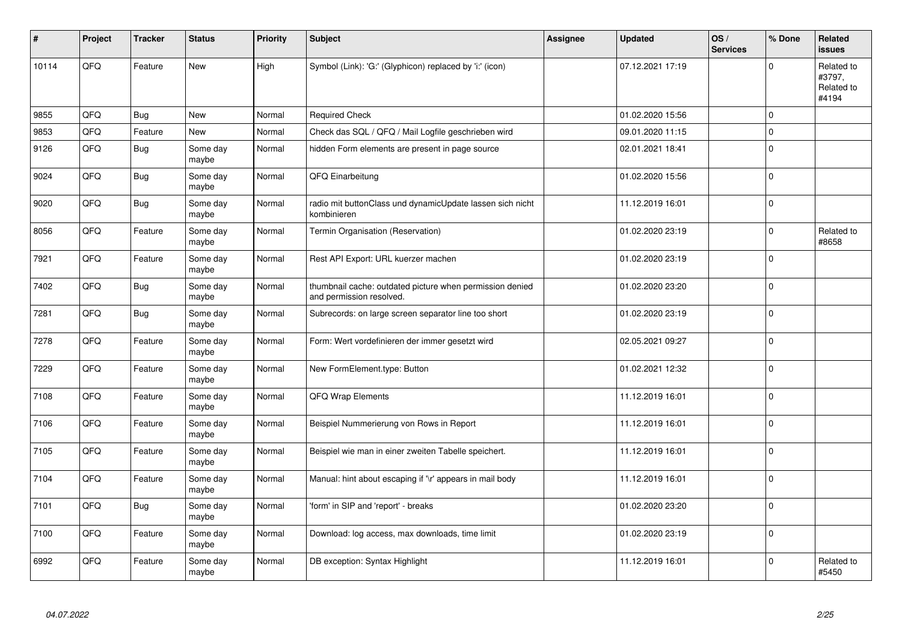| # | Project | Tracker | Status | Priority | Subject | Assignee | Updated | OS / Services | % Done | Related issues |
|---|---|---|---|---|---|---|---|---|---|---|
| 10114 | QFQ | Feature | New | High | Symbol (Link): 'G:' (Glyphicon) replaced by 'i:' (icon) | | 07.12.2021 17:19 | | 0 | Related to #3797, Related to #4194 |
| 9855 | QFQ | Bug | New | Normal | Required Check | | 01.02.2020 15:56 | | 0 | |
| 9853 | QFQ | Feature | New | Normal | Check das SQL / QFQ / Mail Logfile geschrieben wird | | 09.01.2020 11:15 | | 0 | |
| 9126 | QFQ | Bug | Some day maybe | Normal | hidden Form elements are present in page source | | 02.01.2021 18:41 | | 0 | |
| 9024 | QFQ | Bug | Some day maybe | Normal | QFQ Einarbeitung | | 01.02.2020 15:56 | | 0 | |
| 9020 | QFQ | Bug | Some day maybe | Normal | radio mit buttonClass und dynamicUpdate lassen sich nicht kombinieren | | 11.12.2019 16:01 | | 0 | |
| 8056 | QFQ | Feature | Some day maybe | Normal | Termin Organisation (Reservation) | | 01.02.2020 23:19 | | 0 | Related to #8658 |
| 7921 | QFQ | Feature | Some day maybe | Normal | Rest API Export: URL kuerzer machen | | 01.02.2020 23:19 | | 0 | |
| 7402 | QFQ | Bug | Some day maybe | Normal | thumbnail cache: outdated picture when permission denied and permission resolved. | | 01.02.2020 23:20 | | 0 | |
| 7281 | QFQ | Bug | Some day maybe | Normal | Subrecords: on large screen separator line too short | | 01.02.2020 23:19 | | 0 | |
| 7278 | QFQ | Feature | Some day maybe | Normal | Form: Wert vordefinieren der immer gesetzt wird | | 02.05.2021 09:27 | | 0 | |
| 7229 | QFQ | Feature | Some day maybe | Normal | New FormElement.type: Button | | 01.02.2021 12:32 | | 0 | |
| 7108 | QFQ | Feature | Some day maybe | Normal | QFQ Wrap Elements | | 11.12.2019 16:01 | | 0 | |
| 7106 | QFQ | Feature | Some day maybe | Normal | Beispiel Nummerierung von Rows in Report | | 11.12.2019 16:01 | | 0 | |
| 7105 | QFQ | Feature | Some day maybe | Normal | Beispiel wie man in einer zweiten Tabelle speichert. | | 11.12.2019 16:01 | | 0 | |
| 7104 | QFQ | Feature | Some day maybe | Normal | Manual: hint about escaping if '\r' appears in mail body | | 11.12.2019 16:01 | | 0 | |
| 7101 | QFQ | Bug | Some day maybe | Normal | 'form' in SIP and 'report' - breaks | | 01.02.2020 23:20 | | 0 | |
| 7100 | QFQ | Feature | Some day maybe | Normal | Download: log access, max downloads, time limit | | 01.02.2020 23:19 | | 0 | |
| 6992 | QFQ | Feature | Some day maybe | Normal | DB exception: Syntax Highlight | | 11.12.2019 16:01 | | 0 | Related to #5450 |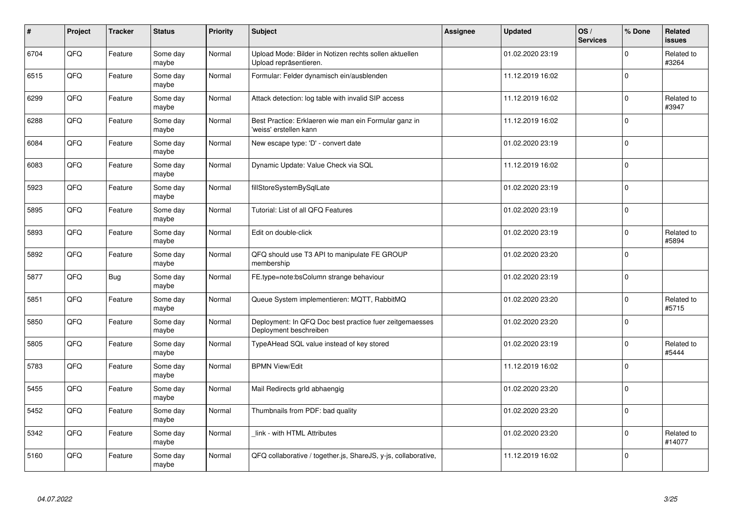| # | Project | Tracker | Status | Priority | Subject | Assignee | Updated | OS / Services | % Done | Related issues |
|---|---|---|---|---|---|---|---|---|---|---|
| 6704 | QFQ | Feature | Some day maybe | Normal | Upload Mode: Bilder in Notizen rechts sollen aktuellen Upload repräsentieren. | | 01.02.2020 23:19 | | 0 | Related to #3264 |
| 6515 | QFQ | Feature | Some day maybe | Normal | Formular: Felder dynamisch ein/ausblenden | | 11.12.2019 16:02 | | 0 | |
| 6299 | QFQ | Feature | Some day maybe | Normal | Attack detection: log table with invalid SIP access | | 11.12.2019 16:02 | | 0 | Related to #3947 |
| 6288 | QFQ | Feature | Some day maybe | Normal | Best Practice: Erklaeren wie man ein Formular ganz in 'weiss' erstellen kann | | 11.12.2019 16:02 | | 0 | |
| 6084 | QFQ | Feature | Some day maybe | Normal | New escape type: 'D' - convert date | | 01.02.2020 23:19 | | 0 | |
| 6083 | QFQ | Feature | Some day maybe | Normal | Dynamic Update: Value Check via SQL | | 11.12.2019 16:02 | | 0 | |
| 5923 | QFQ | Feature | Some day maybe | Normal | fillStoreSystemBySqlLate | | 01.02.2020 23:19 | | 0 | |
| 5895 | QFQ | Feature | Some day maybe | Normal | Tutorial: List of all QFQ Features | | 01.02.2020 23:19 | | 0 | |
| 5893 | QFQ | Feature | Some day maybe | Normal | Edit on double-click | | 01.02.2020 23:19 | | 0 | Related to #5894 |
| 5892 | QFQ | Feature | Some day maybe | Normal | QFQ should use T3 API to manipulate FE GROUP membership | | 01.02.2020 23:20 | | 0 | |
| 5877 | QFQ | Bug | Some day maybe | Normal | FE.type=note:bsColumn strange behaviour | | 01.02.2020 23:19 | | 0 | |
| 5851 | QFQ | Feature | Some day maybe | Normal | Queue System implementieren: MQTT, RabbitMQ | | 01.02.2020 23:20 | | 0 | Related to #5715 |
| 5850 | QFQ | Feature | Some day maybe | Normal | Deployment: In QFQ Doc best practice fuer zeitgemaesses Deployment beschreiben | | 01.02.2020 23:20 | | 0 | |
| 5805 | QFQ | Feature | Some day maybe | Normal | TypeAHead SQL value instead of key stored | | 01.02.2020 23:19 | | 0 | Related to #5444 |
| 5783 | QFQ | Feature | Some day maybe | Normal | BPMN View/Edit | | 11.12.2019 16:02 | | 0 | |
| 5455 | QFQ | Feature | Some day maybe | Normal | Mail Redirects grId abhaengig | | 01.02.2020 23:20 | | 0 | |
| 5452 | QFQ | Feature | Some day maybe | Normal | Thumbnails from PDF: bad quality | | 01.02.2020 23:20 | | 0 | |
| 5342 | QFQ | Feature | Some day maybe | Normal | _link - with HTML Attributes | | 01.02.2020 23:20 | | 0 | Related to #14077 |
| 5160 | QFQ | Feature | Some day maybe | Normal | QFQ collaborative / together.js, ShareJS, y-js, collaborative, | | 11.12.2019 16:02 | | 0 | |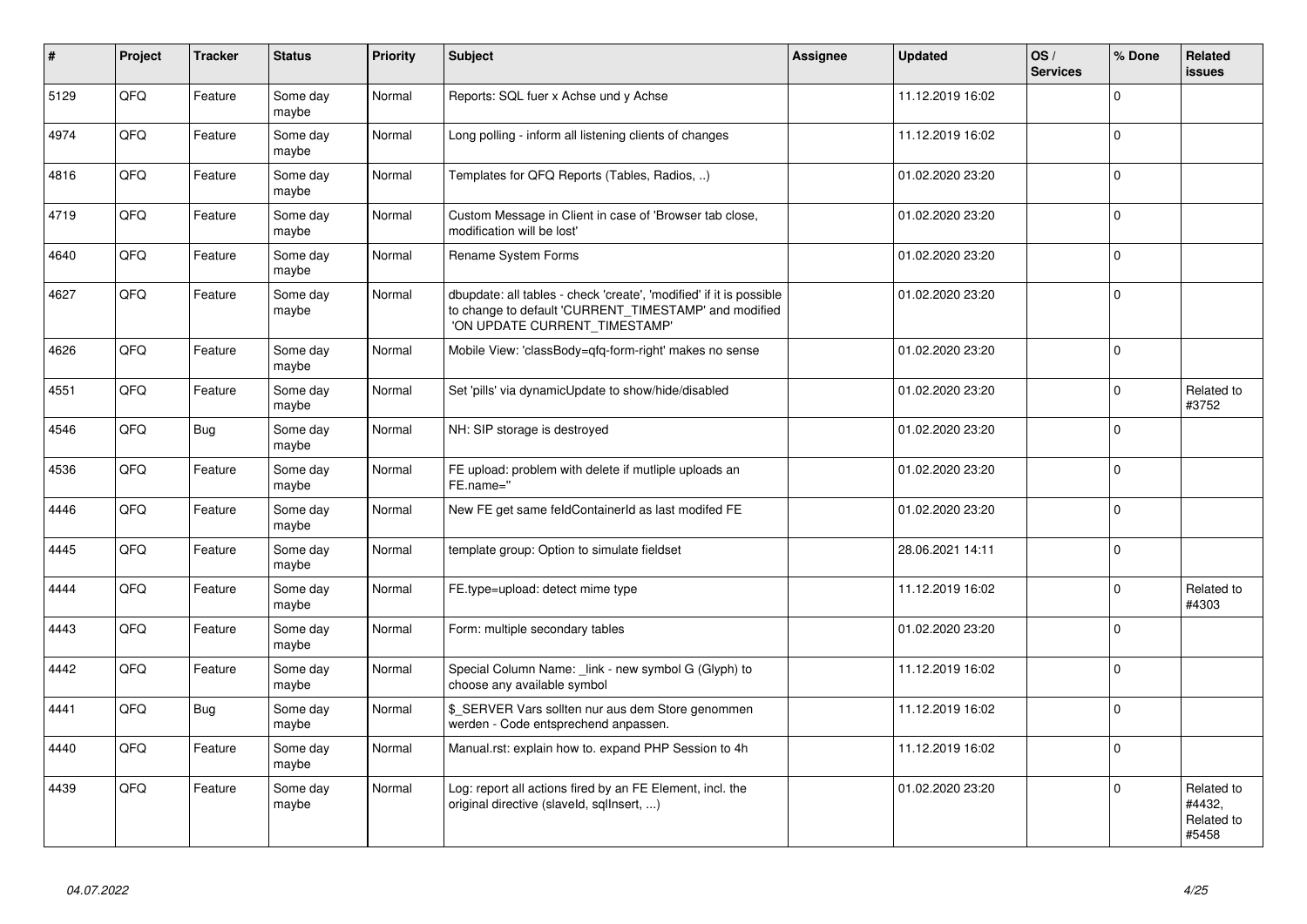| # | Project | Tracker | Status | Priority | Subject | Assignee | Updated | OS / Services | % Done | Related issues |
|---|---|---|---|---|---|---|---|---|---|---|
| 5129 | QFQ | Feature | Some day maybe | Normal | Reports: SQL fuer x Achse und y Achse | | 11.12.2019 16:02 | | 0 | |
| 4974 | QFQ | Feature | Some day maybe | Normal | Long polling - inform all listening clients of changes | | 11.12.2019 16:02 | | 0 | |
| 4816 | QFQ | Feature | Some day maybe | Normal | Templates for QFQ Reports (Tables, Radios, ..) | | 01.02.2020 23:20 | | 0 | |
| 4719 | QFQ | Feature | Some day maybe | Normal | Custom Message in Client in case of 'Browser tab close, modification will be lost' | | 01.02.2020 23:20 | | 0 | |
| 4640 | QFQ | Feature | Some day maybe | Normal | Rename System Forms | | 01.02.2020 23:20 | | 0 | |
| 4627 | QFQ | Feature | Some day maybe | Normal | dbupdate: all tables - check 'create', 'modified' if it is possible to change to default 'CURRENT_TIMESTAMP' and modified 'ON UPDATE CURRENT_TIMESTAMP' | | 01.02.2020 23:20 | | 0 | |
| 4626 | QFQ | Feature | Some day maybe | Normal | Mobile View: 'classBody=qfq-form-right' makes no sense | | 01.02.2020 23:20 | | 0 | |
| 4551 | QFQ | Feature | Some day maybe | Normal | Set 'pills' via dynamicUpdate to show/hide/disabled | | 01.02.2020 23:20 | | 0 | Related to #3752 |
| 4546 | QFQ | Bug | Some day maybe | Normal | NH: SIP storage is destroyed | | 01.02.2020 23:20 | | 0 | |
| 4536 | QFQ | Feature | Some day maybe | Normal | FE upload: problem with delete if mutliple uploads an FE.name='' | | 01.02.2020 23:20 | | 0 | |
| 4446 | QFQ | Feature | Some day maybe | Normal | New FE get same feldContainerId as last modifed FE | | 01.02.2020 23:20 | | 0 | |
| 4445 | QFQ | Feature | Some day maybe | Normal | template group: Option to simulate fieldset | | 28.06.2021 14:11 | | 0 | |
| 4444 | QFQ | Feature | Some day maybe | Normal | FE.type=upload: detect mime type | | 11.12.2019 16:02 | | 0 | Related to #4303 |
| 4443 | QFQ | Feature | Some day maybe | Normal | Form: multiple secondary tables | | 01.02.2020 23:20 | | 0 | |
| 4442 | QFQ | Feature | Some day maybe | Normal | Special Column Name: _link - new symbol G (Glyph) to choose any available symbol | | 11.12.2019 16:02 | | 0 | |
| 4441 | QFQ | Bug | Some day maybe | Normal | $_SERVER Vars sollten nur aus dem Store genommen werden - Code entsprechend anpassen. | | 11.12.2019 16:02 | | 0 | |
| 4440 | QFQ | Feature | Some day maybe | Normal | Manual.rst: explain how to. expand PHP Session to 4h | | 11.12.2019 16:02 | | 0 | |
| 4439 | QFQ | Feature | Some day maybe | Normal | Log: report all actions fired by an FE Element, incl. the original directive (slaveId, sqlInsert, ...) | | 01.02.2020 23:20 | | 0 | Related to #4432, Related to #5458 |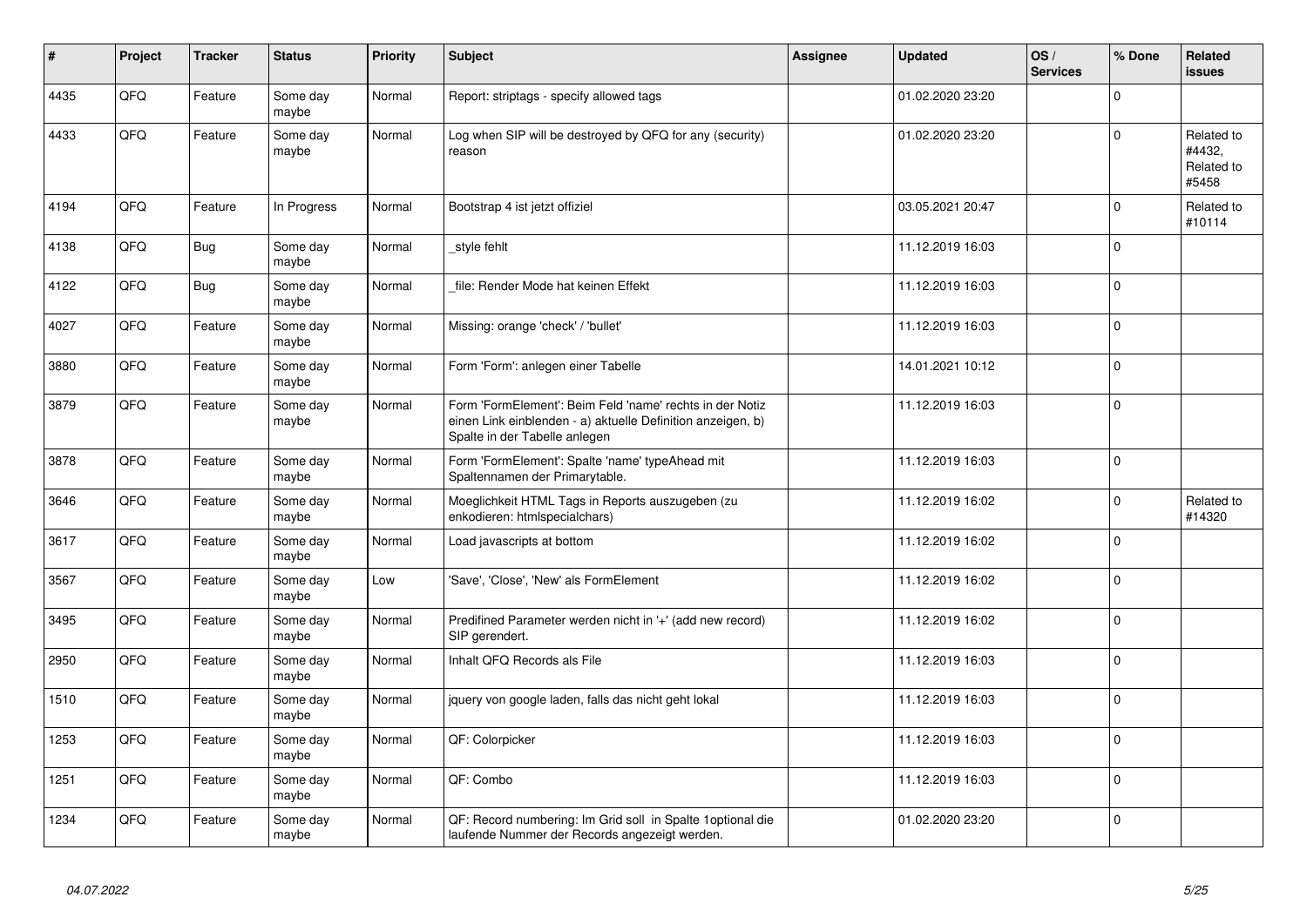| # | Project | Tracker | Status | Priority | Subject | Assignee | Updated | OS / Services | % Done | Related issues |
|---|---|---|---|---|---|---|---|---|---|---|
| 4435 | QFQ | Feature | Some day maybe | Normal | Report: striptags - specify allowed tags | | 01.02.2020 23:20 | | 0 | |
| 4433 | QFQ | Feature | Some day maybe | Normal | Log when SIP will be destroyed by QFQ for any (security) reason | | 01.02.2020 23:20 | | 0 | Related to #4432, Related to #5458 |
| 4194 | QFQ | Feature | In Progress | Normal | Bootstrap 4 ist jetzt offiziel | | 03.05.2021 20:47 | | 0 | Related to #10114 |
| 4138 | QFQ | Bug | Some day maybe | Normal | _style fehlt | | 11.12.2019 16:03 | | 0 | |
| 4122 | QFQ | Bug | Some day maybe | Normal | _file: Render Mode hat keinen Effekt | | 11.12.2019 16:03 | | 0 | |
| 4027 | QFQ | Feature | Some day maybe | Normal | Missing: orange 'check' / 'bullet' | | 11.12.2019 16:03 | | 0 | |
| 3880 | QFQ | Feature | Some day maybe | Normal | Form 'Form': anlegen einer Tabelle | | 14.01.2021 10:12 | | 0 | |
| 3879 | QFQ | Feature | Some day maybe | Normal | Form 'FormElement': Beim Feld 'name' rechts in der Notiz einen Link einblenden - a) aktuelle Definition anzeigen, b) Spalte in der Tabelle anlegen | | 11.12.2019 16:03 | | 0 | |
| 3878 | QFQ | Feature | Some day maybe | Normal | Form 'FormElement': Spalte 'name' typeAhead mit Spaltennamen der Primarytable. | | 11.12.2019 16:03 | | 0 | |
| 3646 | QFQ | Feature | Some day maybe | Normal | Moeglichkeit HTML Tags in Reports auszugeben (zu enkodieren: htmlspecialchars) | | 11.12.2019 16:02 | | 0 | Related to #14320 |
| 3617 | QFQ | Feature | Some day maybe | Normal | Load javascripts at bottom | | 11.12.2019 16:02 | | 0 | |
| 3567 | QFQ | Feature | Some day maybe | Low | 'Save', 'Close', 'New' als FormElement | | 11.12.2019 16:02 | | 0 | |
| 3495 | QFQ | Feature | Some day maybe | Normal | Predifined Parameter werden nicht in '+' (add new record) SIP gerendert. | | 11.12.2019 16:02 | | 0 | |
| 2950 | QFQ | Feature | Some day maybe | Normal | Inhalt QFQ Records als File | | 11.12.2019 16:03 | | 0 | |
| 1510 | QFQ | Feature | Some day maybe | Normal | jquery von google laden, falls das nicht geht lokal | | 11.12.2019 16:03 | | 0 | |
| 1253 | QFQ | Feature | Some day maybe | Normal | QF: Colorpicker | | 11.12.2019 16:03 | | 0 | |
| 1251 | QFQ | Feature | Some day maybe | Normal | QF: Combo | | 11.12.2019 16:03 | | 0 | |
| 1234 | QFQ | Feature | Some day maybe | Normal | QF: Record numbering: Im Grid soll in Spalte 1optional die laufende Nummer der Records angezeigt werden. | | 01.02.2020 23:20 | | 0 | |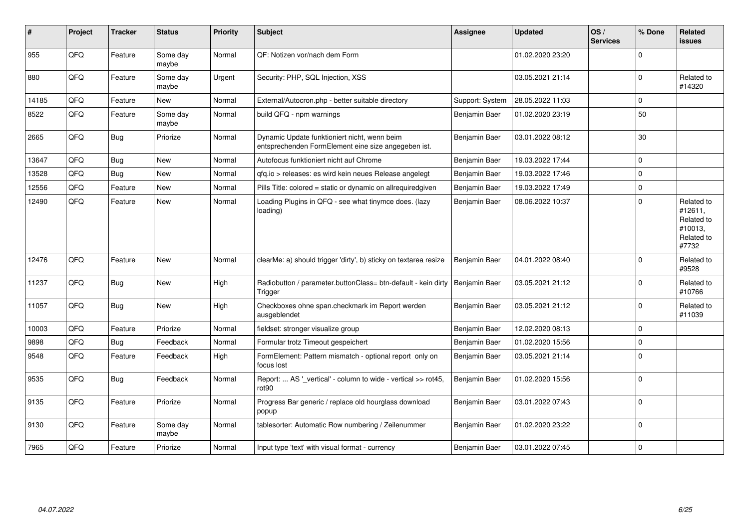| # | Project | Tracker | Status | Priority | Subject | Assignee | Updated | OS / Services | % Done | Related issues |
|---|---|---|---|---|---|---|---|---|---|---|
| 955 | QFQ | Feature | Some day maybe | Normal | QF: Notizen vor/nach dem Form | | 01.02.2020 23:20 | | 0 | |
| 880 | QFQ | Feature | Some day maybe | Urgent | Security: PHP, SQL Injection, XSS | | 03.05.2021 21:14 | | 0 | Related to #14320 |
| 14185 | QFQ | Feature | New | Normal | External/Autocron.php - better suitable directory | Support: System | 28.05.2022 11:03 | | 0 | |
| 8522 | QFQ | Feature | Some day maybe | Normal | build QFQ - npm warnings | Benjamin Baer | 01.02.2020 23:19 | | 50 | |
| 2665 | QFQ | Bug | Priorize | Normal | Dynamic Update funktioniert nicht, wenn beim entsprechenden FormElement eine size angegeben ist. | Benjamin Baer | 03.01.2022 08:12 | | 30 | |
| 13647 | QFQ | Bug | New | Normal | Autofocus funktioniert nicht auf Chrome | Benjamin Baer | 19.03.2022 17:44 | | 0 | |
| 13528 | QFQ | Bug | New | Normal | qfq.io > releases: es wird kein neues Release angelegt | Benjamin Baer | 19.03.2022 17:46 | | 0 | |
| 12556 | QFQ | Feature | New | Normal | Pills Title: colored = static or dynamic on allrequiredgiven | Benjamin Baer | 19.03.2022 17:49 | | 0 | |
| 12490 | QFQ | Feature | New | Normal | Loading Plugins in QFQ - see what tinymce does. (lazy loading) | Benjamin Baer | 08.06.2022 10:37 | | 0 | Related to #12611, Related to #10013, Related to #7732 |
| 12476 | QFQ | Feature | New | Normal | clearMe: a) should trigger 'dirty', b) sticky on textarea resize | Benjamin Baer | 04.01.2022 08:40 | | 0 | Related to #9528 |
| 11237 | QFQ | Bug | New | High | Radiobutton / parameter.buttonClass= btn-default - kein dirty Trigger | Benjamin Baer | 03.05.2021 21:12 | | 0 | Related to #10766 |
| 11057 | QFQ | Bug | New | High | Checkboxes ohne span.checkmark im Report werden ausgeblendet | Benjamin Baer | 03.05.2021 21:12 | | 0 | Related to #11039 |
| 10003 | QFQ | Feature | Priorize | Normal | fieldset: stronger visualize group | Benjamin Baer | 12.02.2020 08:13 | | 0 | |
| 9898 | QFQ | Bug | Feedback | Normal | Formular trotz Timeout gespeichert | Benjamin Baer | 01.02.2020 15:56 | | 0 | |
| 9548 | QFQ | Feature | Feedback | High | FormElement: Pattern mismatch - optional report only on focus lost | Benjamin Baer | 03.05.2021 21:14 | | 0 | |
| 9535 | QFQ | Bug | Feedback | Normal | Report: ... AS '_vertical' - column to wide - vertical >> rot45, rot90 | Benjamin Baer | 01.02.2020 15:56 | | 0 | |
| 9135 | QFQ | Feature | Priorize | Normal | Progress Bar generic / replace old hourglass download popup | Benjamin Baer | 03.01.2022 07:43 | | 0 | |
| 9130 | QFQ | Feature | Some day maybe | Normal | tablesorter: Automatic Row numbering / Zeilenummer | Benjamin Baer | 01.02.2020 23:22 | | 0 | |
| 7965 | QFQ | Feature | Priorize | Normal | Input type 'text' with visual format - currency | Benjamin Baer | 03.01.2022 07:45 | | 0 | |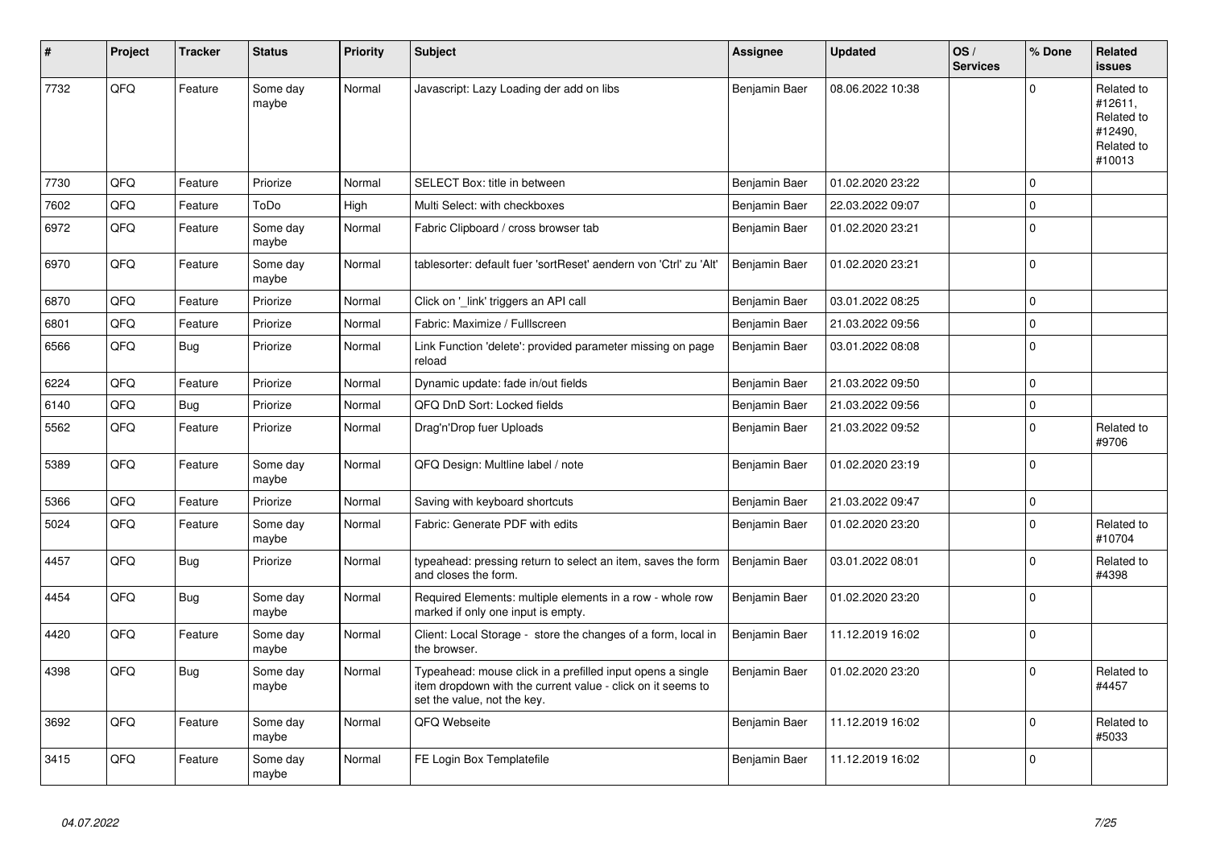| # | Project | Tracker | Status | Priority | Subject | Assignee | Updated | OS / Services | % Done | Related issues |
|---|---|---|---|---|---|---|---|---|---|---|
| 7732 | QFQ | Feature | Some day maybe | Normal | Javascript: Lazy Loading der add on libs | Benjamin Baer | 08.06.2022 10:38 | | 0 | Related to #12611, Related to #12490, Related to #10013 |
| 7730 | QFQ | Feature | Priorize | Normal | SELECT Box: title in between | Benjamin Baer | 01.02.2020 23:22 | | 0 | |
| 7602 | QFQ | Feature | ToDo | High | Multi Select: with checkboxes | Benjamin Baer | 22.03.2022 09:07 | | 0 | |
| 6972 | QFQ | Feature | Some day maybe | Normal | Fabric Clipboard / cross browser tab | Benjamin Baer | 01.02.2020 23:21 | | 0 | |
| 6970 | QFQ | Feature | Some day maybe | Normal | tablesorter: default fuer 'sortReset' aendern von 'Ctrl' zu 'Alt' | Benjamin Baer | 01.02.2020 23:21 | | 0 | |
| 6870 | QFQ | Feature | Priorize | Normal | Click on '_link' triggers an API call | Benjamin Baer | 03.01.2022 08:25 | | 0 | |
| 6801 | QFQ | Feature | Priorize | Normal | Fabric: Maximize / Fulllscreen | Benjamin Baer | 21.03.2022 09:56 | | 0 | |
| 6566 | QFQ | Bug | Priorize | Normal | Link Function 'delete': provided parameter missing on page reload | Benjamin Baer | 03.01.2022 08:08 | | 0 | |
| 6224 | QFQ | Feature | Priorize | Normal | Dynamic update: fade in/out fields | Benjamin Baer | 21.03.2022 09:50 | | 0 | |
| 6140 | QFQ | Bug | Priorize | Normal | QFQ DnD Sort: Locked fields | Benjamin Baer | 21.03.2022 09:56 | | 0 | |
| 5562 | QFQ | Feature | Priorize | Normal | Drag'n'Drop fuer Uploads | Benjamin Baer | 21.03.2022 09:52 | | 0 | Related to #9706 |
| 5389 | QFQ | Feature | Some day maybe | Normal | QFQ Design: Multline label / note | Benjamin Baer | 01.02.2020 23:19 | | 0 | |
| 5366 | QFQ | Feature | Priorize | Normal | Saving with keyboard shortcuts | Benjamin Baer | 21.03.2022 09:47 | | 0 | |
| 5024 | QFQ | Feature | Some day maybe | Normal | Fabric: Generate PDF with edits | Benjamin Baer | 01.02.2020 23:20 | | 0 | Related to #10704 |
| 4457 | QFQ | Bug | Priorize | Normal | typeahead: pressing return to select an item, saves the form and closes the form. | Benjamin Baer | 03.01.2022 08:01 | | 0 | Related to #4398 |
| 4454 | QFQ | Bug | Some day maybe | Normal | Required Elements: multiple elements in a row - whole row marked if only one input is empty. | Benjamin Baer | 01.02.2020 23:20 | | 0 | |
| 4420 | QFQ | Feature | Some day maybe | Normal | Client: Local Storage - store the changes of a form, local in the browser. | Benjamin Baer | 11.12.2019 16:02 | | 0 | |
| 4398 | QFQ | Bug | Some day maybe | Normal | Typeahead: mouse click in a prefilled input opens a single item dropdown with the current value - click on it seems to set the value, not the key. | Benjamin Baer | 01.02.2020 23:20 | | 0 | Related to #4457 |
| 3692 | QFQ | Feature | Some day maybe | Normal | QFQ Webseite | Benjamin Baer | 11.12.2019 16:02 | | 0 | Related to #5033 |
| 3415 | QFQ | Feature | Some day maybe | Normal | FE Login Box Templatefile | Benjamin Baer | 11.12.2019 16:02 | | 0 | |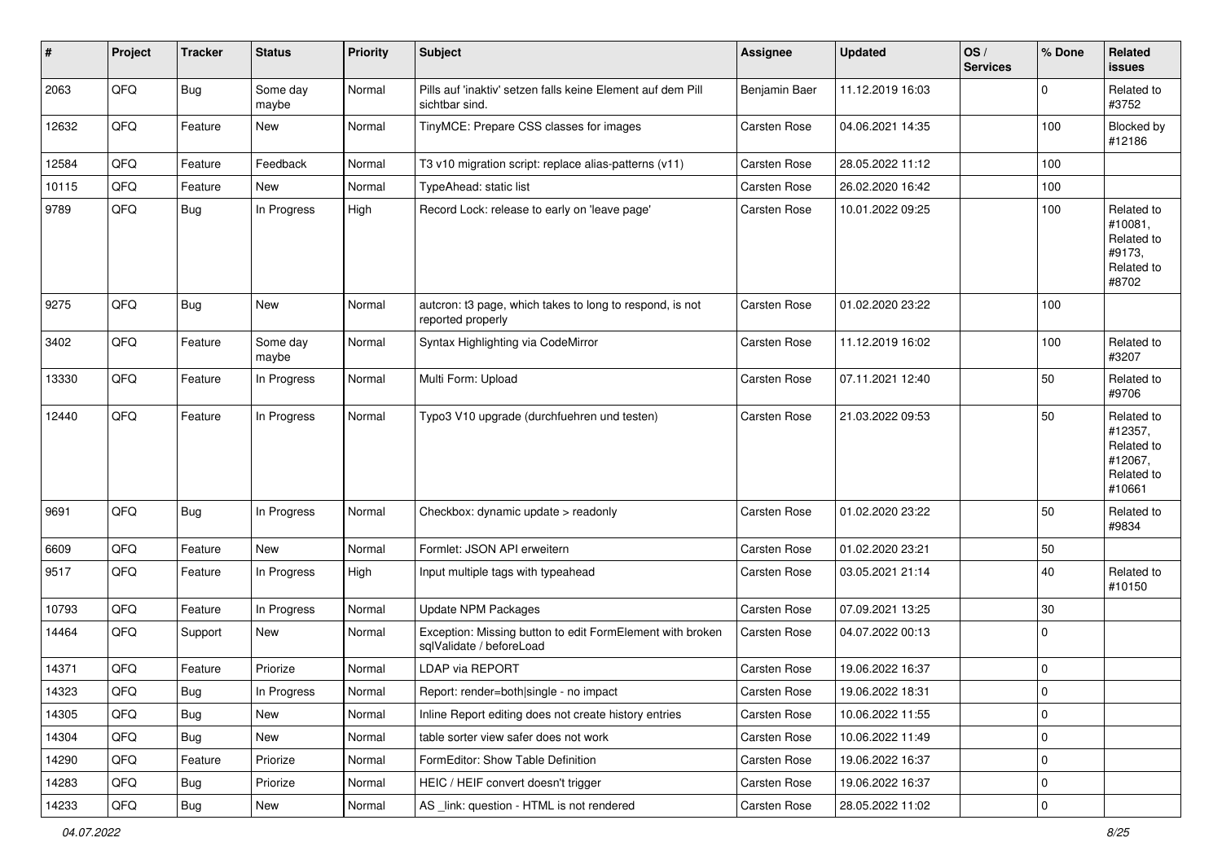| # | Project | Tracker | Status | Priority | Subject | Assignee | Updated | OS / Services | % Done | Related issues |
|---|---|---|---|---|---|---|---|---|---|---|
| 2063 | QFQ | Bug | Some day maybe | Normal | Pills auf 'inaktiv' setzen falls keine Element auf dem Pill sichtbar sind. | Benjamin Baer | 11.12.2019 16:03 | | 0 | Related to #3752 |
| 12632 | QFQ | Feature | New | Normal | TinyMCE: Prepare CSS classes for images | Carsten Rose | 04.06.2021 14:35 | | 100 | Blocked by #12186 |
| 12584 | QFQ | Feature | Feedback | Normal | T3 v10 migration script: replace alias-patterns (v11) | Carsten Rose | 28.05.2022 11:12 | | 100 | |
| 10115 | QFQ | Feature | New | Normal | TypeAhead: static list | Carsten Rose | 26.02.2020 16:42 | | 100 | |
| 9789 | QFQ | Bug | In Progress | High | Record Lock: release to early on 'leave page' | Carsten Rose | 10.01.2022 09:25 | | 100 | Related to #10081, Related to #9173, Related to #8702 |
| 9275 | QFQ | Bug | New | Normal | autcron: t3 page, which takes to long to respond, is not reported properly | Carsten Rose | 01.02.2020 23:22 | | 100 | |
| 3402 | QFQ | Feature | Some day maybe | Normal | Syntax Highlighting via CodeMirror | Carsten Rose | 11.12.2019 16:02 | | 100 | Related to #3207 |
| 13330 | QFQ | Feature | In Progress | Normal | Multi Form: Upload | Carsten Rose | 07.11.2021 12:40 | | 50 | Related to #9706 |
| 12440 | QFQ | Feature | In Progress | Normal | Typo3 V10 upgrade (durchfuehren und testen) | Carsten Rose | 21.03.2022 09:53 | | 50 | Related to #12357, Related to #12067, Related to #10661 |
| 9691 | QFQ | Bug | In Progress | Normal | Checkbox: dynamic update > readonly | Carsten Rose | 01.02.2020 23:22 | | 50 | Related to #9834 |
| 6609 | QFQ | Feature | New | Normal | Formlet: JSON API erweitern | Carsten Rose | 01.02.2020 23:21 | | 50 | |
| 9517 | QFQ | Feature | In Progress | High | Input multiple tags with typeahead | Carsten Rose | 03.05.2021 21:14 | | 40 | Related to #10150 |
| 10793 | QFQ | Feature | In Progress | Normal | Update NPM Packages | Carsten Rose | 07.09.2021 13:25 | | 30 | |
| 14464 | QFQ | Support | New | Normal | Exception: Missing button to edit FormElement with broken sqlValidate / beforeLoad | Carsten Rose | 04.07.2022 00:13 | | 0 | |
| 14371 | QFQ | Feature | Priorize | Normal | LDAP via REPORT | Carsten Rose | 19.06.2022 16:37 | | 0 | |
| 14323 | QFQ | Bug | In Progress | Normal | Report: render=both\|single - no impact | Carsten Rose | 19.06.2022 18:31 | | 0 | |
| 14305 | QFQ | Bug | New | Normal | Inline Report editing does not create history entries | Carsten Rose | 10.06.2022 11:55 | | 0 | |
| 14304 | QFQ | Bug | New | Normal | table sorter view safer does not work | Carsten Rose | 10.06.2022 11:49 | | 0 | |
| 14290 | QFQ | Feature | Priorize | Normal | FormEditor: Show Table Definition | Carsten Rose | 19.06.2022 16:37 | | 0 | |
| 14283 | QFQ | Bug | Priorize | Normal | HEIC / HEIF convert doesn't trigger | Carsten Rose | 19.06.2022 16:37 | | 0 | |
| 14233 | QFQ | Bug | New | Normal | AS _link: question - HTML is not rendered | Carsten Rose | 28.05.2022 11:02 | | 0 | |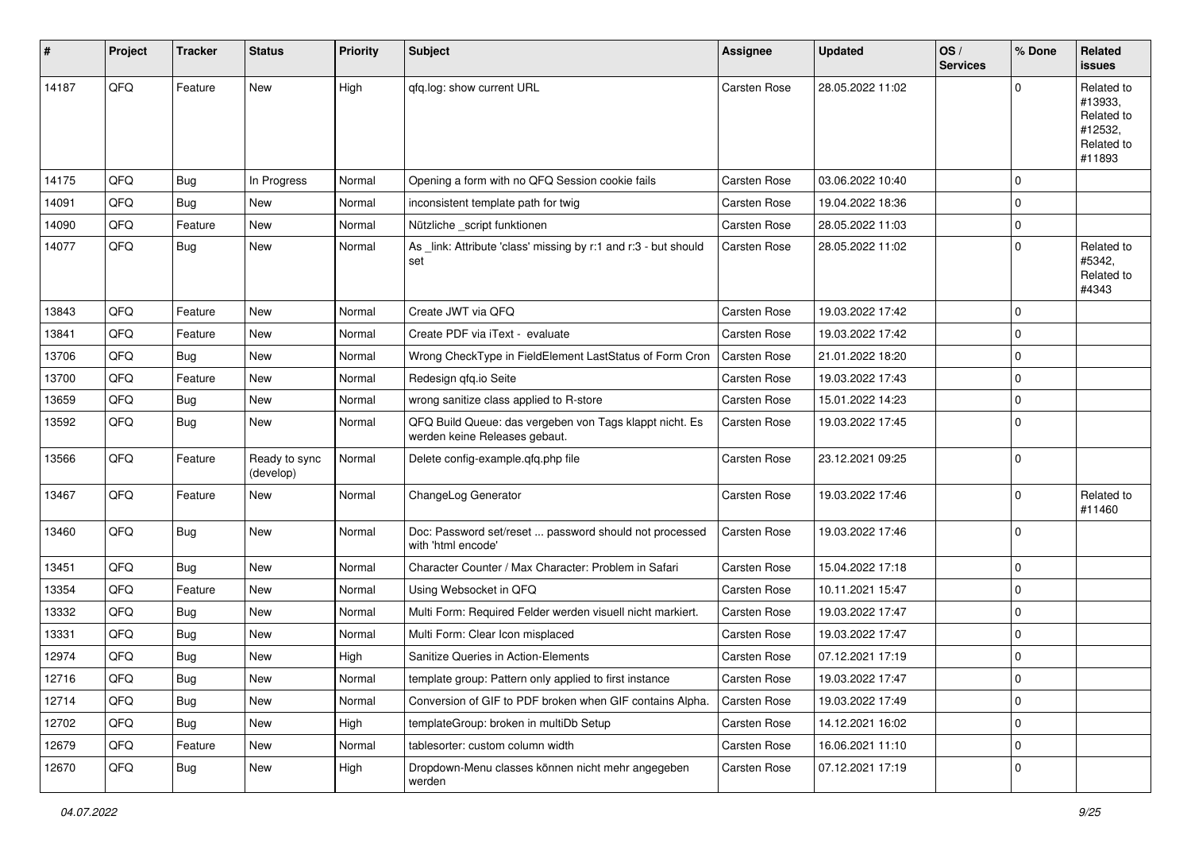| # | Project | Tracker | Status | Priority | Subject | Assignee | Updated | OS / Services | % Done | Related issues |
|---|---|---|---|---|---|---|---|---|---|---|
| 14187 | QFQ | Feature | New | High | qfq.log: show current URL | Carsten Rose | 28.05.2022 11:02 | | 0 | Related to #13933, Related to #12532, Related to #11893 |
| 14175 | QFQ | Bug | In Progress | Normal | Opening a form with no QFQ Session cookie fails | Carsten Rose | 03.06.2022 10:40 | | 0 | |
| 14091 | QFQ | Bug | New | Normal | inconsistent template path for twig | Carsten Rose | 19.04.2022 18:36 | | 0 | |
| 14090 | QFQ | Feature | New | Normal | Nützliche _script funktionen | Carsten Rose | 28.05.2022 11:03 | | 0 | |
| 14077 | QFQ | Bug | New | Normal | As _link: Attribute 'class' missing by r:1 and r:3 - but should set | Carsten Rose | 28.05.2022 11:02 | | 0 | Related to #5342, Related to #4343 |
| 13843 | QFQ | Feature | New | Normal | Create JWT via QFQ | Carsten Rose | 19.03.2022 17:42 | | 0 | |
| 13841 | QFQ | Feature | New | Normal | Create PDF via iText - evaluate | Carsten Rose | 19.03.2022 17:42 | | 0 | |
| 13706 | QFQ | Bug | New | Normal | Wrong CheckType in FieldElement LastStatus of Form Cron | Carsten Rose | 21.01.2022 18:20 | | 0 | |
| 13700 | QFQ | Feature | New | Normal | Redesign qfq.io Seite | Carsten Rose | 19.03.2022 17:43 | | 0 | |
| 13659 | QFQ | Bug | New | Normal | wrong sanitize class applied to R-store | Carsten Rose | 15.01.2022 14:23 | | 0 | |
| 13592 | QFQ | Bug | New | Normal | QFQ Build Queue: das vergeben von Tags klappt nicht. Es werden keine Releases gebaut. | Carsten Rose | 19.03.2022 17:45 | | 0 | |
| 13566 | QFQ | Feature | Ready to sync (develop) | Normal | Delete config-example.qfq.php file | Carsten Rose | 23.12.2021 09:25 | | 0 | |
| 13467 | QFQ | Feature | New | Normal | ChangeLog Generator | Carsten Rose | 19.03.2022 17:46 | | 0 | Related to #11460 |
| 13460 | QFQ | Bug | New | Normal | Doc: Password set/reset ... password should not processed with 'html encode' | Carsten Rose | 19.03.2022 17:46 | | 0 | |
| 13451 | QFQ | Bug | New | Normal | Character Counter / Max Character: Problem in Safari | Carsten Rose | 15.04.2022 17:18 | | 0 | |
| 13354 | QFQ | Feature | New | Normal | Using Websocket in QFQ | Carsten Rose | 10.11.2021 15:47 | | 0 | |
| 13332 | QFQ | Bug | New | Normal | Multi Form: Required Felder werden visuell nicht markiert. | Carsten Rose | 19.03.2022 17:47 | | 0 | |
| 13331 | QFQ | Bug | New | Normal | Multi Form: Clear Icon misplaced | Carsten Rose | 19.03.2022 17:47 | | 0 | |
| 12974 | QFQ | Bug | New | High | Sanitize Queries in Action-Elements | Carsten Rose | 07.12.2021 17:19 | | 0 | |
| 12716 | QFQ | Bug | New | Normal | template group: Pattern only applied to first instance | Carsten Rose | 19.03.2022 17:47 | | 0 | |
| 12714 | QFQ | Bug | New | Normal | Conversion of GIF to PDF broken when GIF contains Alpha. | Carsten Rose | 19.03.2022 17:49 | | 0 | |
| 12702 | QFQ | Bug | New | High | templateGroup: broken in multiDb Setup | Carsten Rose | 14.12.2021 16:02 | | 0 | |
| 12679 | QFQ | Feature | New | Normal | tablesorter: custom column width | Carsten Rose | 16.06.2021 11:10 | | 0 | |
| 12670 | QFQ | Bug | New | High | Dropdown-Menu classes können nicht mehr angegeben werden | Carsten Rose | 07.12.2021 17:19 | | 0 | |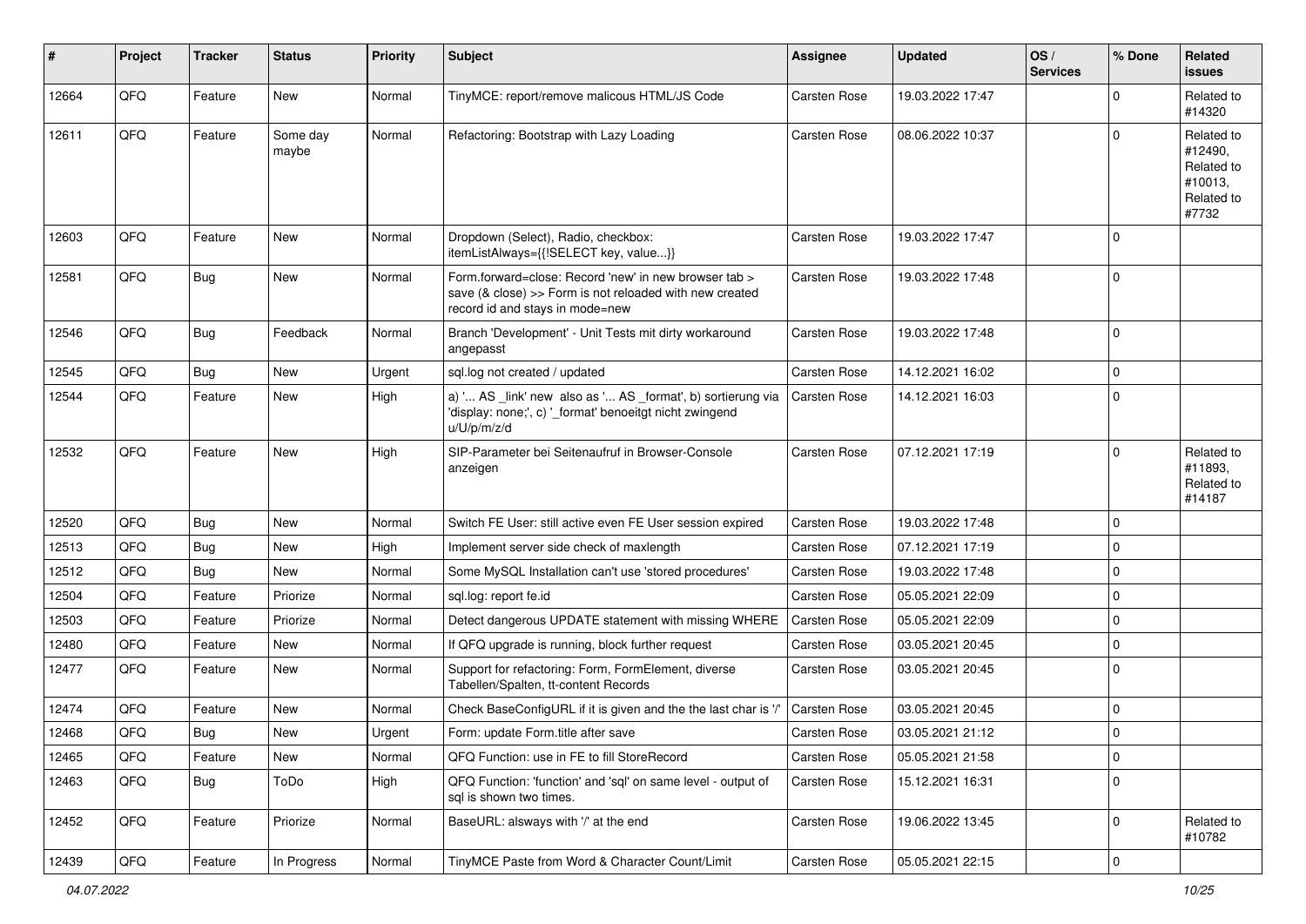| # | Project | Tracker | Status | Priority | Subject | Assignee | Updated | OS / Services | % Done | Related issues |
|---|---|---|---|---|---|---|---|---|---|---|
| 12664 | QFQ | Feature | New | Normal | TinyMCE: report/remove malicous HTML/JS Code | Carsten Rose | 19.03.2022 17:47 | | 0 | Related to #14320 |
| 12611 | QFQ | Feature | Some day maybe | Normal | Refactoring: Bootstrap with Lazy Loading | Carsten Rose | 08.06.2022 10:37 | | 0 | Related to #12490, Related to #10013, Related to #7732 |
| 12603 | QFQ | Feature | New | Normal | Dropdown (Select), Radio, checkbox: itemListAlways={{!SELECT key, value...}} | Carsten Rose | 19.03.2022 17:47 | | 0 | |
| 12581 | QFQ | Bug | New | Normal | Form.forward=close: Record 'new' in new browser tab > save (& close) >> Form is not reloaded with new created record id and stays in mode=new | Carsten Rose | 19.03.2022 17:48 | | 0 | |
| 12546 | QFQ | Bug | Feedback | Normal | Branch 'Development' - Unit Tests mit dirty workaround angepasst | Carsten Rose | 19.03.2022 17:48 | | 0 | |
| 12545 | QFQ | Bug | New | Urgent | sql.log not created / updated | Carsten Rose | 14.12.2021 16:02 | | 0 | |
| 12544 | QFQ | Feature | New | High | a) '... AS _link' new also as '... AS _format', b) sortierung via 'display: none;', c) '_format' benoeitgt nicht zwingend u/U/p/m/z/d | Carsten Rose | 14.12.2021 16:03 | | 0 | |
| 12532 | QFQ | Feature | New | High | SIP-Parameter bei Seitenaufruf in Browser-Console anzeigen | Carsten Rose | 07.12.2021 17:19 | | 0 | Related to #11893, Related to #14187 |
| 12520 | QFQ | Bug | New | Normal | Switch FE User: still active even FE User session expired | Carsten Rose | 19.03.2022 17:48 | | 0 | |
| 12513 | QFQ | Bug | New | High | Implement server side check of maxlength | Carsten Rose | 07.12.2021 17:19 | | 0 | |
| 12512 | QFQ | Bug | New | Normal | Some MySQL Installation can't use 'stored procedures' | Carsten Rose | 19.03.2022 17:48 | | 0 | |
| 12504 | QFQ | Feature | Priorize | Normal | sql.log: report fe.id | Carsten Rose | 05.05.2021 22:09 | | 0 | |
| 12503 | QFQ | Feature | Priorize | Normal | Detect dangerous UPDATE statement with missing WHERE | Carsten Rose | 05.05.2021 22:09 | | 0 | |
| 12480 | QFQ | Feature | New | Normal | If QFQ upgrade is running, block further request | Carsten Rose | 03.05.2021 20:45 | | 0 | |
| 12477 | QFQ | Feature | New | Normal | Support for refactoring: Form, FormElement, diverse Tabellen/Spalten, tt-content Records | Carsten Rose | 03.05.2021 20:45 | | 0 | |
| 12474 | QFQ | Feature | New | Normal | Check BaseConfigURL if it is given and the the last char is '/' | Carsten Rose | 03.05.2021 20:45 | | 0 | |
| 12468 | QFQ | Bug | New | Urgent | Form: update Form.title after save | Carsten Rose | 03.05.2021 21:12 | | 0 | |
| 12465 | QFQ | Feature | New | Normal | QFQ Function: use in FE to fill StoreRecord | Carsten Rose | 05.05.2021 21:58 | | 0 | |
| 12463 | QFQ | Bug | ToDo | High | QFQ Function: 'function' and 'sql' on same level - output of sql is shown two times. | Carsten Rose | 15.12.2021 16:31 | | 0 | |
| 12452 | QFQ | Feature | Priorize | Normal | BaseURL: alsways with '/' at the end | Carsten Rose | 19.06.2022 13:45 | | 0 | Related to #10782 |
| 12439 | QFQ | Feature | In Progress | Normal | TinyMCE Paste from Word & Character Count/Limit | Carsten Rose | 05.05.2021 22:15 | | 0 | |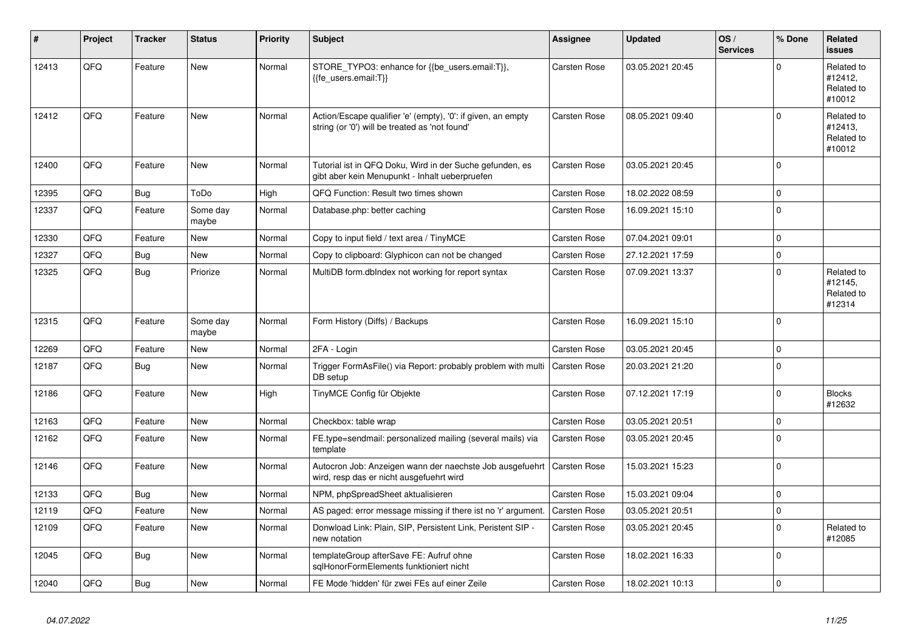| # | Project | Tracker | Status | Priority | Subject | Assignee | Updated | OS / Services | % Done | Related issues |
|---|---|---|---|---|---|---|---|---|---|---|
| 12413 | QFQ | Feature | New | Normal | STORE_TYPO3: enhance for {{be_users.email:T}}, {{fe_users.email:T}} | Carsten Rose | 03.05.2021 20:45 | | 0 | Related to #12412, Related to #10012 |
| 12412 | QFQ | Feature | New | Normal | Action/Escape qualifier 'e' (empty), '0': if given, an empty string (or '0') will be treated as 'not found' | Carsten Rose | 08.05.2021 09:40 | | 0 | Related to #12413, Related to #10012 |
| 12400 | QFQ | Feature | New | Normal | Tutorial ist in QFQ Doku, Wird in der Suche gefunden, es gibt aber kein Menupunkt - Inhalt ueberpruefen | Carsten Rose | 03.05.2021 20:45 | | 0 | |
| 12395 | QFQ | Bug | ToDo | High | QFQ Function: Result two times shown | Carsten Rose | 18.02.2022 08:59 | | 0 | |
| 12337 | QFQ | Feature | Some day maybe | Normal | Database.php: better caching | Carsten Rose | 16.09.2021 15:10 | | 0 | |
| 12330 | QFQ | Feature | New | Normal | Copy to input field / text area / TinyMCE | Carsten Rose | 07.04.2021 09:01 | | 0 | |
| 12327 | QFQ | Bug | New | Normal | Copy to clipboard: Glyphicon can not be changed | Carsten Rose | 27.12.2021 17:59 | | 0 | |
| 12325 | QFQ | Bug | Priorize | Normal | MultiDB form.dbIndex not working for report syntax | Carsten Rose | 07.09.2021 13:37 | | 0 | Related to #12145, Related to #12314 |
| 12315 | QFQ | Feature | Some day maybe | Normal | Form History (Diffs) / Backups | Carsten Rose | 16.09.2021 15:10 | | 0 | |
| 12269 | QFQ | Feature | New | Normal | 2FA - Login | Carsten Rose | 03.05.2021 20:45 | | 0 | |
| 12187 | QFQ | Bug | New | Normal | Trigger FormAsFile() via Report: probably problem with multi DB setup | Carsten Rose | 20.03.2021 21:20 | | 0 | |
| 12186 | QFQ | Feature | New | High | TinyMCE Config für Objekte | Carsten Rose | 07.12.2021 17:19 | | 0 | Blocks #12632 |
| 12163 | QFQ | Feature | New | Normal | Checkbox: table wrap | Carsten Rose | 03.05.2021 20:51 | | 0 | |
| 12162 | QFQ | Feature | New | Normal | FE.type=sendmail: personalized mailing (several mails) via template | Carsten Rose | 03.05.2021 20:45 | | 0 | |
| 12146 | QFQ | Feature | New | Normal | Autocron Job: Anzeigen wann der naechste Job ausgefuehrt wird, resp das er nicht ausgefuehrt wird | Carsten Rose | 15.03.2021 15:23 | | 0 | |
| 12133 | QFQ | Bug | New | Normal | NPM, phpSpreadSheet aktualisieren | Carsten Rose | 15.03.2021 09:04 | | 0 | |
| 12119 | QFQ | Feature | New | Normal | AS paged: error message missing if there ist no 'r' argument. | Carsten Rose | 03.05.2021 20:51 | | 0 | |
| 12109 | QFQ | Feature | New | Normal | Donwload Link: Plain, SIP, Persistent Link, Peristent SIP - new notation | Carsten Rose | 03.05.2021 20:45 | | 0 | Related to #12085 |
| 12045 | QFQ | Bug | New | Normal | templateGroup afterSave FE: Aufruf ohne sqlHonorFormElements funktioniert nicht | Carsten Rose | 18.02.2021 16:33 | | 0 | |
| 12040 | QFQ | Bug | New | Normal | FE Mode 'hidden' für zwei FEs auf einer Zeile | Carsten Rose | 18.02.2021 10:13 | | 0 | |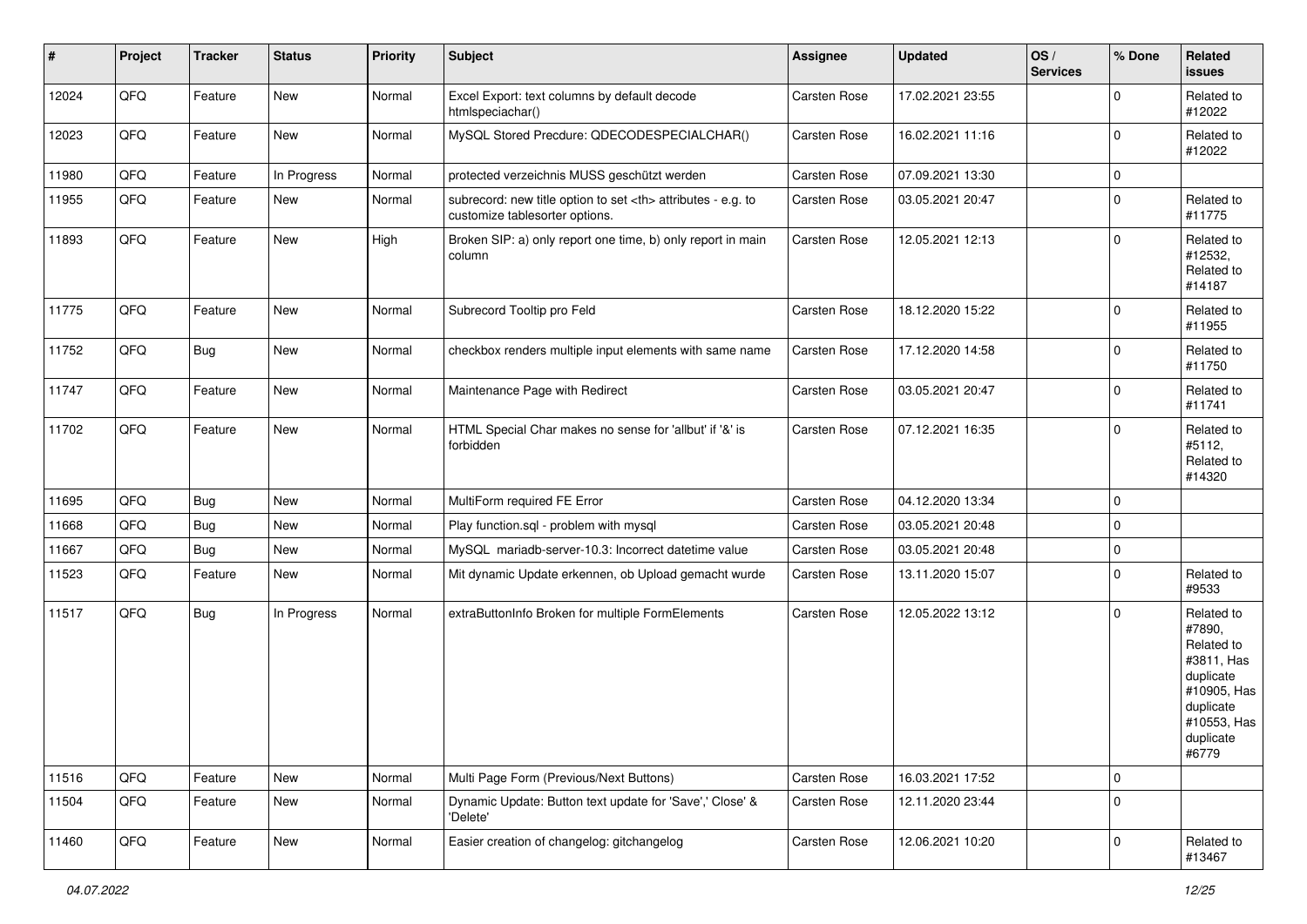| # | Project | Tracker | Status | Priority | Subject | Assignee | Updated | OS / Services | % Done | Related issues |
|---|---|---|---|---|---|---|---|---|---|---|
| 12024 | QFQ | Feature | New | Normal | Excel Export: text columns by default decode htmlspeciachar() | Carsten Rose | 17.02.2021 23:55 | | 0 | Related to #12022 |
| 12023 | QFQ | Feature | New | Normal | MySQL Stored Precdure: QDECODESPECIALCHAR() | Carsten Rose | 16.02.2021 11:16 | | 0 | Related to #12022 |
| 11980 | QFQ | Feature | In Progress | Normal | protected verzeichnis MUSS geschützt werden | Carsten Rose | 07.09.2021 13:30 | | 0 | |
| 11955 | QFQ | Feature | New | Normal | subrecord: new title option to set <th> attributes - e.g. to customize tablesorter options. | Carsten Rose | 03.05.2021 20:47 | | 0 | Related to #11775 |
| 11893 | QFQ | Feature | New | High | Broken SIP: a) only report one time, b) only report in main column | Carsten Rose | 12.05.2021 12:13 | | 0 | Related to #12532, Related to #14187 |
| 11775 | QFQ | Feature | New | Normal | Subrecord Tooltip pro Feld | Carsten Rose | 18.12.2020 15:22 | | 0 | Related to #11955 |
| 11752 | QFQ | Bug | New | Normal | checkbox renders multiple input elements with same name | Carsten Rose | 17.12.2020 14:58 | | 0 | Related to #11750 |
| 11747 | QFQ | Feature | New | Normal | Maintenance Page with Redirect | Carsten Rose | 03.05.2021 20:47 | | 0 | Related to #11741 |
| 11702 | QFQ | Feature | New | Normal | HTML Special Char makes no sense for 'allbut' if '&' is forbidden | Carsten Rose | 07.12.2021 16:35 | | 0 | Related to #5112, Related to #14320 |
| 11695 | QFQ | Bug | New | Normal | MultiForm required FE Error | Carsten Rose | 04.12.2020 13:34 | | 0 | |
| 11668 | QFQ | Bug | New | Normal | Play function.sql - problem with mysql | Carsten Rose | 03.05.2021 20:48 | | 0 | |
| 11667 | QFQ | Bug | New | Normal | MySQL mariadb-server-10.3: Incorrect datetime value | Carsten Rose | 03.05.2021 20:48 | | 0 | |
| 11523 | QFQ | Feature | New | Normal | Mit dynamic Update erkennen, ob Upload gemacht wurde | Carsten Rose | 13.11.2020 15:07 | | 0 | Related to #9533 |
| 11517 | QFQ | Bug | In Progress | Normal | extraButtonInfo Broken for multiple FormElements | Carsten Rose | 12.05.2022 13:12 | | 0 | Related to #7890, Related to #3811, Has duplicate #10905, Has duplicate #10553, Has duplicate #6779 |
| 11516 | QFQ | Feature | New | Normal | Multi Page Form (Previous/Next Buttons) | Carsten Rose | 16.03.2021 17:52 | | 0 | |
| 11504 | QFQ | Feature | New | Normal | Dynamic Update: Button text update for 'Save',' Close' & 'Delete' | Carsten Rose | 12.11.2020 23:44 | | 0 | |
| 11460 | QFQ | Feature | New | Normal | Easier creation of changelog: gitchangelog | Carsten Rose | 12.06.2021 10:20 | | 0 | Related to #13467 |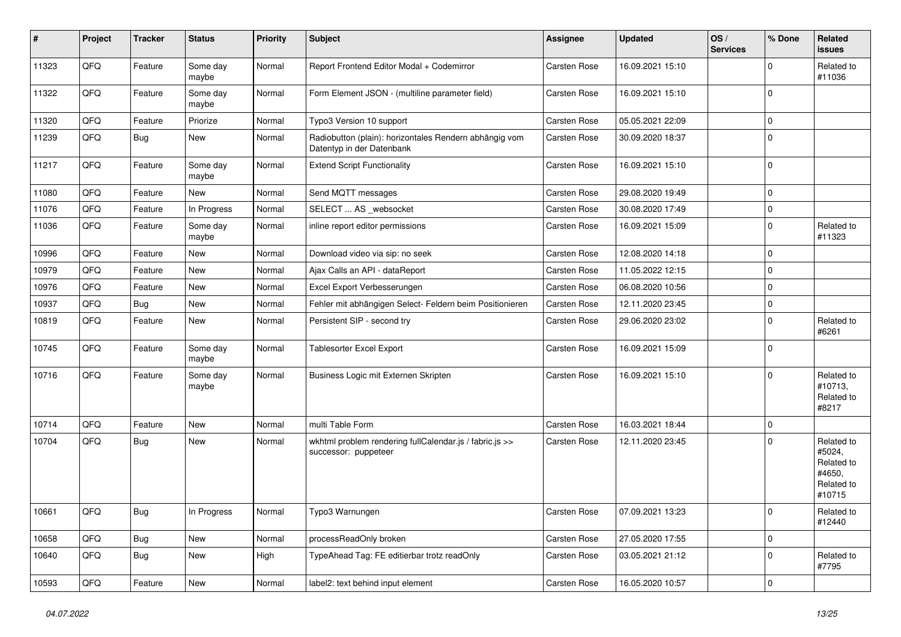| # | Project | Tracker | Status | Priority | Subject | Assignee | Updated | OS / Services | % Done | Related issues |
|---|---|---|---|---|---|---|---|---|---|---|
| 11323 | QFQ | Feature | Some day maybe | Normal | Report Frontend Editor Modal + Codemirror | Carsten Rose | 16.09.2021 15:10 | | 0 | Related to #11036 |
| 11322 | QFQ | Feature | Some day maybe | Normal | Form Element JSON - (multiline parameter field) | Carsten Rose | 16.09.2021 15:10 | | 0 | |
| 11320 | QFQ | Feature | Priorize | Normal | Typo3 Version 10 support | Carsten Rose | 05.05.2021 22:09 | | 0 | |
| 11239 | QFQ | Bug | New | Normal | Radiobutton (plain): horizontales Rendern abhängig vom Datentyp in der Datenbank | Carsten Rose | 30.09.2020 18:37 | | 0 | |
| 11217 | QFQ | Feature | Some day maybe | Normal | Extend Script Functionality | Carsten Rose | 16.09.2021 15:10 | | 0 | |
| 11080 | QFQ | Feature | New | Normal | Send MQTT messages | Carsten Rose | 29.08.2020 19:49 | | 0 | |
| 11076 | QFQ | Feature | In Progress | Normal | SELECT ... AS _websocket | Carsten Rose | 30.08.2020 17:49 | | 0 | |
| 11036 | QFQ | Feature | Some day maybe | Normal | inline report editor permissions | Carsten Rose | 16.09.2021 15:09 | | 0 | Related to #11323 |
| 10996 | QFQ | Feature | New | Normal | Download video via sip: no seek | Carsten Rose | 12.08.2020 14:18 | | 0 | |
| 10979 | QFQ | Feature | New | Normal | Ajax Calls an API - dataReport | Carsten Rose | 11.05.2022 12:15 | | 0 | |
| 10976 | QFQ | Feature | New | Normal | Excel Export Verbesserungen | Carsten Rose | 06.08.2020 10:56 | | 0 | |
| 10937 | QFQ | Bug | New | Normal | Fehler mit abhängigen Select- Feldern beim Positionieren | Carsten Rose | 12.11.2020 23:45 | | 0 | |
| 10819 | QFQ | Feature | New | Normal | Persistent SIP - second try | Carsten Rose | 29.06.2020 23:02 | | 0 | Related to #6261 |
| 10745 | QFQ | Feature | Some day maybe | Normal | Tablesorter Excel Export | Carsten Rose | 16.09.2021 15:09 | | 0 | |
| 10716 | QFQ | Feature | Some day maybe | Normal | Business Logic mit Externen Skripten | Carsten Rose | 16.09.2021 15:10 | | 0 | Related to #10713, Related to #8217 |
| 10714 | QFQ | Feature | New | Normal | multi Table Form | Carsten Rose | 16.03.2021 18:44 | | 0 | |
| 10704 | QFQ | Bug | New | Normal | wkhtml problem rendering fullCalendar.js / fabric.js >> successor: puppeteer | Carsten Rose | 12.11.2020 23:45 | | 0 | Related to #5024, Related to #4650, Related to #10715 |
| 10661 | QFQ | Bug | In Progress | Normal | Typo3 Warnungen | Carsten Rose | 07.09.2021 13:23 | | 0 | Related to #12440 |
| 10658 | QFQ | Bug | New | Normal | processReadOnly broken | Carsten Rose | 27.05.2020 17:55 | | 0 | |
| 10640 | QFQ | Bug | New | High | TypeAhead Tag: FE editierbar trotz readOnly | Carsten Rose | 03.05.2021 21:12 | | 0 | Related to #7795 |
| 10593 | QFQ | Feature | New | Normal | label2: text behind input element | Carsten Rose | 16.05.2020 10:57 | | 0 | |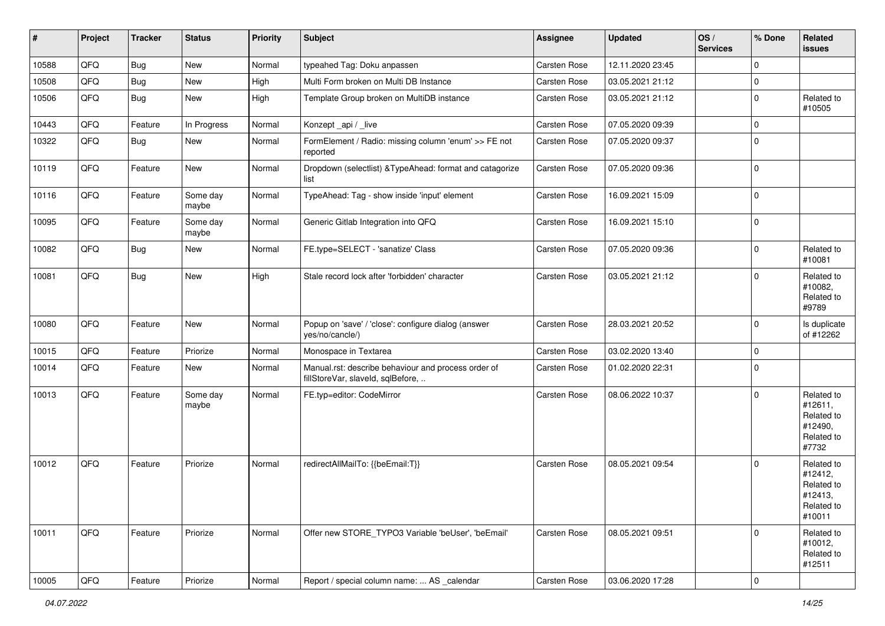| # | Project | Tracker | Status | Priority | Subject | Assignee | Updated | OS / Services | % Done | Related issues |
|---|---|---|---|---|---|---|---|---|---|---|
| 10588 | QFQ | Bug | New | Normal | typeahed Tag: Doku anpassen | Carsten Rose | 12.11.2020 23:45 | | 0 | |
| 10508 | QFQ | Bug | New | High | Multi Form broken on Multi DB Instance | Carsten Rose | 03.05.2021 21:12 | | 0 | |
| 10506 | QFQ | Bug | New | High | Template Group broken on MultiDB instance | Carsten Rose | 03.05.2021 21:12 | | 0 | Related to #10505 |
| 10443 | QFQ | Feature | In Progress | Normal | Konzept _api / _live | Carsten Rose | 07.05.2020 09:39 | | 0 | |
| 10322 | QFQ | Bug | New | Normal | FormElement / Radio: missing column 'enum' >> FE not reported | Carsten Rose | 07.05.2020 09:37 | | 0 | |
| 10119 | QFQ | Feature | New | Normal | Dropdown (selectlist) &TypeAhead: format and catagorize list | Carsten Rose | 07.05.2020 09:36 | | 0 | |
| 10116 | QFQ | Feature | Some day maybe | Normal | TypeAhead: Tag - show inside 'input' element | Carsten Rose | 16.09.2021 15:09 | | 0 | |
| 10095 | QFQ | Feature | Some day maybe | Normal | Generic Gitlab Integration into QFQ | Carsten Rose | 16.09.2021 15:10 | | 0 | |
| 10082 | QFQ | Bug | New | Normal | FE.type=SELECT - 'sanatize' Class | Carsten Rose | 07.05.2020 09:36 | | 0 | Related to #10081 |
| 10081 | QFQ | Bug | New | High | Stale record lock after 'forbidden' character | Carsten Rose | 03.05.2021 21:12 | | 0 | Related to #10082, Related to #9789 |
| 10080 | QFQ | Feature | New | Normal | Popup on 'save' / 'close': configure dialog (answer yes/no/cancle/) | Carsten Rose | 28.03.2021 20:52 | | 0 | Is duplicate of #12262 |
| 10015 | QFQ | Feature | Priorize | Normal | Monospace in Textarea | Carsten Rose | 03.02.2020 13:40 | | 0 | |
| 10014 | QFQ | Feature | New | Normal | Manual.rst: describe behaviour and process order of fillStoreVar, slaveId, sqlBefore, .. | Carsten Rose | 01.02.2020 22:31 | | 0 | |
| 10013 | QFQ | Feature | Some day maybe | Normal | FE.typ=editor: CodeMirror | Carsten Rose | 08.06.2022 10:37 | | 0 | Related to #12611, Related to #12490, Related to #7732 |
| 10012 | QFQ | Feature | Priorize | Normal | redirectAllMailTo: {{beEmail:T}} | Carsten Rose | 08.05.2021 09:54 | | 0 | Related to #12412, Related to #12413, Related to #10011 |
| 10011 | QFQ | Feature | Priorize | Normal | Offer new STORE_TYPO3 Variable 'beUser', 'beEmail' | Carsten Rose | 08.05.2021 09:51 | | 0 | Related to #10012, Related to #12511 |
| 10005 | QFQ | Feature | Priorize | Normal | Report / special column name: ... AS _calendar | Carsten Rose | 03.06.2020 17:28 | | 0 | |

*04.07.2022*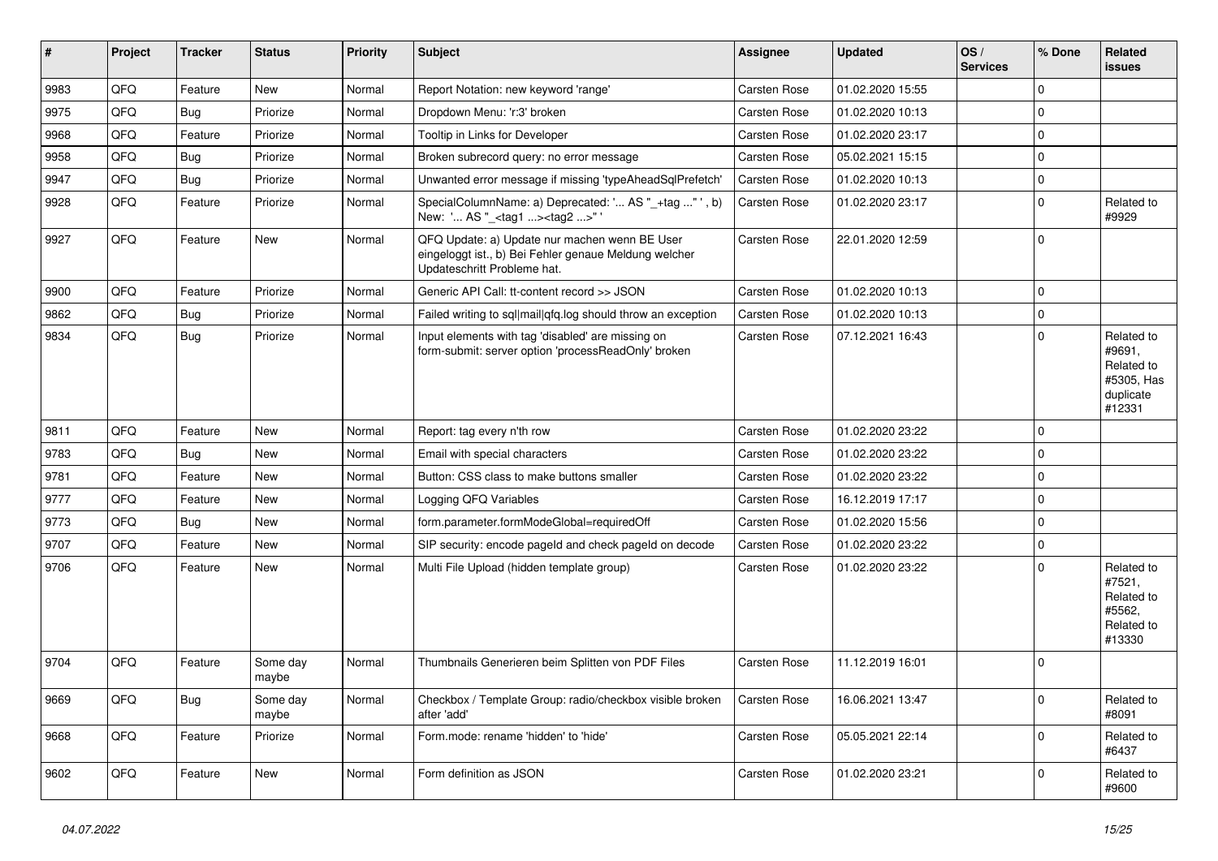| # | Project | Tracker | Status | Priority | Subject | Assignee | Updated | OS / Services | % Done | Related issues |
|---|---|---|---|---|---|---|---|---|---|---|
| 9983 | QFQ | Feature | New | Normal | Report Notation: new keyword 'range' | Carsten Rose | 01.02.2020 15:55 | | 0 | |
| 9975 | QFQ | Bug | Priorize | Normal | Dropdown Menu: 'r:3' broken | Carsten Rose | 01.02.2020 10:13 | | 0 | |
| 9968 | QFQ | Feature | Priorize | Normal | Tooltip in Links for Developer | Carsten Rose | 01.02.2020 23:17 | | 0 | |
| 9958 | QFQ | Bug | Priorize | Normal | Broken subrecord query: no error message | Carsten Rose | 05.02.2021 15:15 | | 0 | |
| 9947 | QFQ | Bug | Priorize | Normal | Unwanted error message if missing 'typeAheadSqlPrefetch' | Carsten Rose | 01.02.2020 10:13 | | 0 | |
| 9928 | QFQ | Feature | Priorize | Normal | SpecialColumnName: a) Deprecated: '... AS "_+tag ..." ', b) New: '... AS "_<tag1 ...><tag2 ...>" ' | Carsten Rose | 01.02.2020 23:17 | | 0 | Related to #9929 |
| 9927 | QFQ | Feature | New | Normal | QFQ Update: a) Update nur machen wenn BE User eingeloggt ist., b) Bei Fehler genaue Meldung welcher Updateschritt Probleme hat. | Carsten Rose | 22.01.2020 12:59 | | 0 | |
| 9900 | QFQ | Feature | Priorize | Normal | Generic API Call: tt-content record >> JSON | Carsten Rose | 01.02.2020 10:13 | | 0 | |
| 9862 | QFQ | Bug | Priorize | Normal | Failed writing to sql\|mail\|qfq.log should throw an exception | Carsten Rose | 01.02.2020 10:13 | | 0 | |
| 9834 | QFQ | Bug | Priorize | Normal | Input elements with tag 'disabled' are missing on form-submit: server option 'processReadOnly' broken | Carsten Rose | 07.12.2021 16:43 | | 0 | Related to #9691, Related to #5305, Has duplicate #12331 |
| 9811 | QFQ | Feature | New | Normal | Report: tag every n'th row | Carsten Rose | 01.02.2020 23:22 | | 0 | |
| 9783 | QFQ | Bug | New | Normal | Email with special characters | Carsten Rose | 01.02.2020 23:22 | | 0 | |
| 9781 | QFQ | Feature | New | Normal | Button: CSS class to make buttons smaller | Carsten Rose | 01.02.2020 23:22 | | 0 | |
| 9777 | QFQ | Feature | New | Normal | Logging QFQ Variables | Carsten Rose | 16.12.2019 17:17 | | 0 | |
| 9773 | QFQ | Bug | New | Normal | form.parameter.formModeGlobal=requiredOff | Carsten Rose | 01.02.2020 15:56 | | 0 | |
| 9707 | QFQ | Feature | New | Normal | SIP security: encode pageId and check pageId on decode | Carsten Rose | 01.02.2020 23:22 | | 0 | |
| 9706 | QFQ | Feature | New | Normal | Multi File Upload (hidden template group) | Carsten Rose | 01.02.2020 23:22 | | 0 | Related to #7521, Related to #5562, Related to #13330 |
| 9704 | QFQ | Feature | Some day maybe | Normal | Thumbnails Generieren beim Splitten von PDF Files | Carsten Rose | 11.12.2019 16:01 | | 0 | |
| 9669 | QFQ | Bug | Some day maybe | Normal | Checkbox / Template Group: radio/checkbox visible broken after 'add' | Carsten Rose | 16.06.2021 13:47 | | 0 | Related to #8091 |
| 9668 | QFQ | Feature | Priorize | Normal | Form.mode: rename 'hidden' to 'hide' | Carsten Rose | 05.05.2021 22:14 | | 0 | Related to #6437 |
| 9602 | QFQ | Feature | New | Normal | Form definition as JSON | Carsten Rose | 01.02.2020 23:21 | | 0 | Related to #9600 |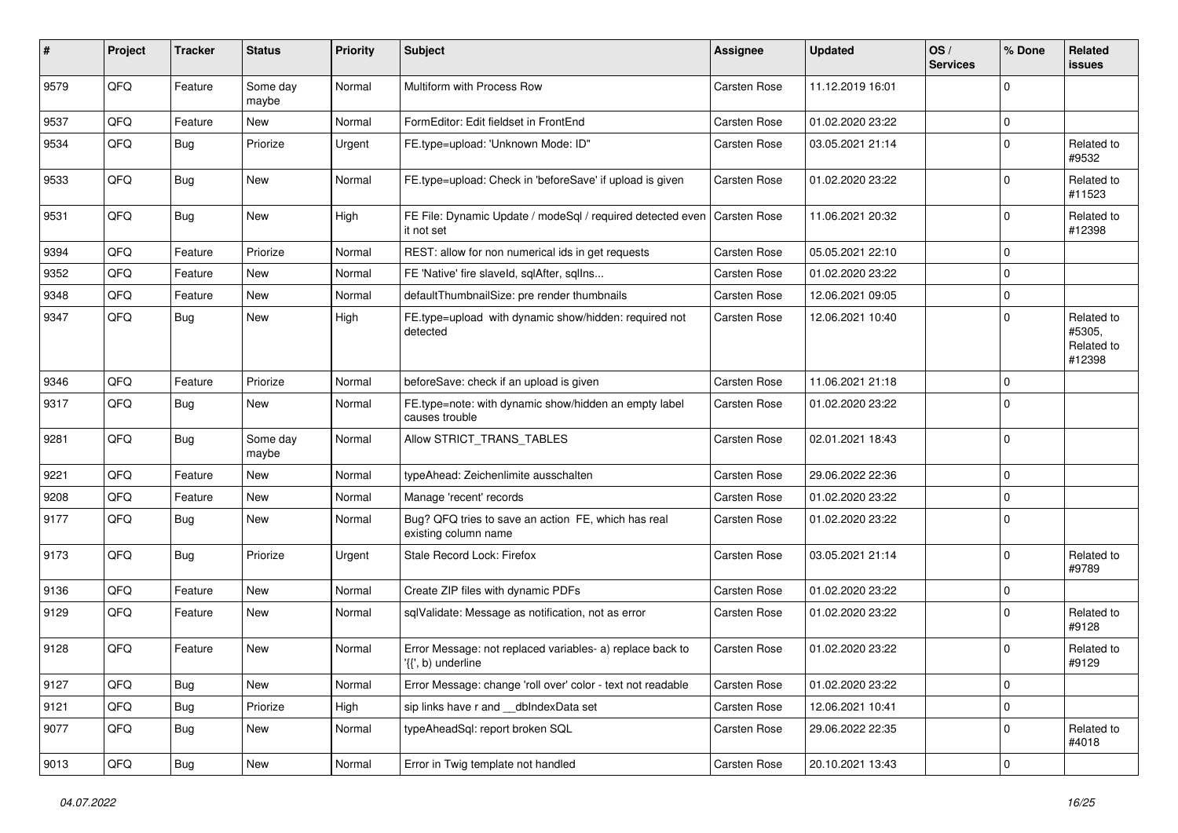| # | Project | Tracker | Status | Priority | Subject | Assignee | Updated | OS / Services | % Done | Related issues |
|---|---|---|---|---|---|---|---|---|---|---|
| 9579 | QFQ | Feature | Some day maybe | Normal | Multiform with Process Row | Carsten Rose | 11.12.2019 16:01 | | 0 | |
| 9537 | QFQ | Feature | New | Normal | FormEditor: Edit fieldset in FrontEnd | Carsten Rose | 01.02.2020 23:22 | | 0 | |
| 9534 | QFQ | Bug | Priorize | Urgent | FE.type=upload: 'Unknown Mode: ID" | Carsten Rose | 03.05.2021 21:14 | | 0 | Related to #9532 |
| 9533 | QFQ | Bug | New | Normal | FE.type=upload: Check in 'beforeSave' if upload is given | Carsten Rose | 01.02.2020 23:22 | | 0 | Related to #11523 |
| 9531 | QFQ | Bug | New | High | FE File: Dynamic Update / modeSql / required detected even it not set | Carsten Rose | 11.06.2021 20:32 | | 0 | Related to #12398 |
| 9394 | QFQ | Feature | Priorize | Normal | REST: allow for non numerical ids in get requests | Carsten Rose | 05.05.2021 22:10 | | 0 | |
| 9352 | QFQ | Feature | New | Normal | FE 'Native' fire slaveId, sqlAfter, sqlIns... | Carsten Rose | 01.02.2020 23:22 | | 0 | |
| 9348 | QFQ | Feature | New | Normal | defaultThumbnailSize: pre render thumbnails | Carsten Rose | 12.06.2021 09:05 | | 0 | |
| 9347 | QFQ | Bug | New | High | FE.type=upload with dynamic show/hidden: required not detected | Carsten Rose | 12.06.2021 10:40 | | 0 | Related to #5305, Related to #12398 |
| 9346 | QFQ | Feature | Priorize | Normal | beforeSave: check if an upload is given | Carsten Rose | 11.06.2021 21:18 | | 0 | |
| 9317 | QFQ | Bug | New | Normal | FE.type=note: with dynamic show/hidden an empty label causes trouble | Carsten Rose | 01.02.2020 23:22 | | 0 | |
| 9281 | QFQ | Bug | Some day maybe | Normal | Allow STRICT_TRANS_TABLES | Carsten Rose | 02.01.2021 18:43 | | 0 | |
| 9221 | QFQ | Feature | New | Normal | typeAhead: Zeichenlimite ausschalten | Carsten Rose | 29.06.2022 22:36 | | 0 | |
| 9208 | QFQ | Feature | New | Normal | Manage 'recent' records | Carsten Rose | 01.02.2020 23:22 | | 0 | |
| 9177 | QFQ | Bug | New | Normal | Bug? QFQ tries to save an action FE, which has real existing column name | Carsten Rose | 01.02.2020 23:22 | | 0 | |
| 9173 | QFQ | Bug | Priorize | Urgent | Stale Record Lock: Firefox | Carsten Rose | 03.05.2021 21:14 | | 0 | Related to #9789 |
| 9136 | QFQ | Feature | New | Normal | Create ZIP files with dynamic PDFs | Carsten Rose | 01.02.2020 23:22 | | 0 | |
| 9129 | QFQ | Feature | New | Normal | sqlValidate: Message as notification, not as error | Carsten Rose | 01.02.2020 23:22 | | 0 | Related to #9128 |
| 9128 | QFQ | Feature | New | Normal | Error Message: not replaced variables- a) replace back to '{{', b) underline | Carsten Rose | 01.02.2020 23:22 | | 0 | Related to #9129 |
| 9127 | QFQ | Bug | New | Normal | Error Message: change 'roll over' color - text not readable | Carsten Rose | 01.02.2020 23:22 | | 0 | |
| 9121 | QFQ | Bug | Priorize | High | sip links have r and __dbIndexData set | Carsten Rose | 12.06.2021 10:41 | | 0 | |
| 9077 | QFQ | Bug | New | Normal | typeAheadSql: report broken SQL | Carsten Rose | 29.06.2022 22:35 | | 0 | Related to #4018 |
| 9013 | QFQ | Bug | New | Normal | Error in Twig template not handled | Carsten Rose | 20.10.2021 13:43 | | 0 | |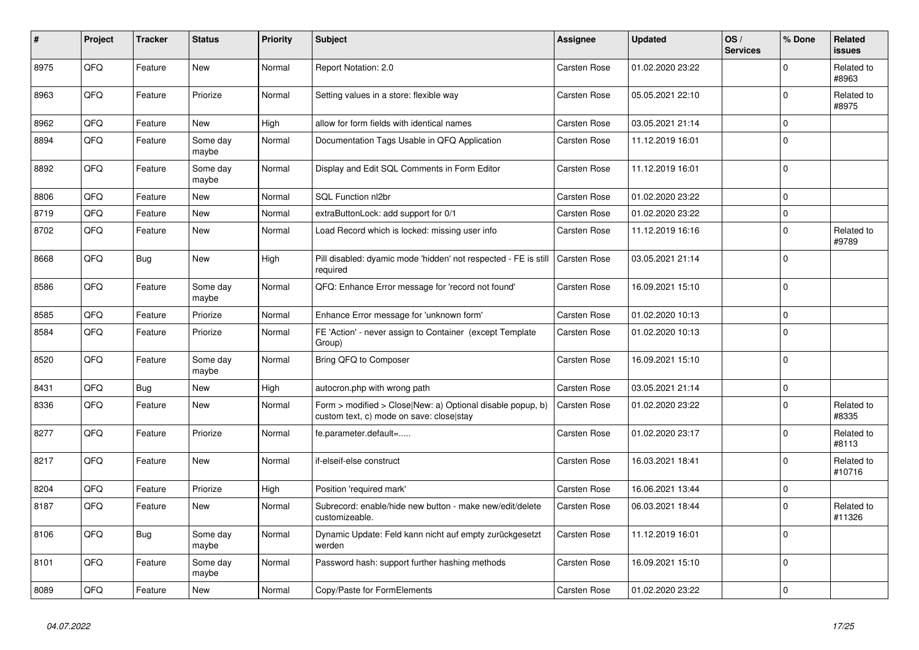| # | Project | Tracker | Status | Priority | Subject | Assignee | Updated | OS / Services | % Done | Related issues |
|---|---|---|---|---|---|---|---|---|---|---|
| 8975 | QFQ | Feature | New | Normal | Report Notation: 2.0 | Carsten Rose | 01.02.2020 23:22 | | 0 | Related to #8963 |
| 8963 | QFQ | Feature | Priorize | Normal | Setting values in a store: flexible way | Carsten Rose | 05.05.2021 22:10 | | 0 | Related to #8975 |
| 8962 | QFQ | Feature | New | High | allow for form fields with identical names | Carsten Rose | 03.05.2021 21:14 | | 0 | |
| 8894 | QFQ | Feature | Some day maybe | Normal | Documentation Tags Usable in QFQ Application | Carsten Rose | 11.12.2019 16:01 | | 0 | |
| 8892 | QFQ | Feature | Some day maybe | Normal | Display and Edit SQL Comments in Form Editor | Carsten Rose | 11.12.2019 16:01 | | 0 | |
| 8806 | QFQ | Feature | New | Normal | SQL Function nl2br | Carsten Rose | 01.02.2020 23:22 | | 0 | |
| 8719 | QFQ | Feature | New | Normal | extraButtonLock: add support for 0/1 | Carsten Rose | 01.02.2020 23:22 | | 0 | |
| 8702 | QFQ | Feature | New | Normal | Load Record which is locked: missing user info | Carsten Rose | 11.12.2019 16:16 | | 0 | Related to #9789 |
| 8668 | QFQ | Bug | New | High | Pill disabled: dyamic mode 'hidden' not respected - FE is still required | Carsten Rose | 03.05.2021 21:14 | | 0 | |
| 8586 | QFQ | Feature | Some day maybe | Normal | QFQ: Enhance Error message for 'record not found' | Carsten Rose | 16.09.2021 15:10 | | 0 | |
| 8585 | QFQ | Feature | Priorize | Normal | Enhance Error message for 'unknown form' | Carsten Rose | 01.02.2020 10:13 | | 0 | |
| 8584 | QFQ | Feature | Priorize | Normal | FE 'Action' - never assign to Container (except Template Group) | Carsten Rose | 01.02.2020 10:13 | | 0 | |
| 8520 | QFQ | Feature | Some day maybe | Normal | Bring QFQ to Composer | Carsten Rose | 16.09.2021 15:10 | | 0 | |
| 8431 | QFQ | Bug | New | High | autocron.php with wrong path | Carsten Rose | 03.05.2021 21:14 | | 0 | |
| 8336 | QFQ | Feature | New | Normal | Form > modified > Close\|New: a) Optional disable popup, b) custom text, c) mode on save: close\|stay | Carsten Rose | 01.02.2020 23:22 | | 0 | Related to #8335 |
| 8277 | QFQ | Feature | Priorize | Normal | fe.parameter.default=..... | Carsten Rose | 01.02.2020 23:17 | | 0 | Related to #8113 |
| 8217 | QFQ | Feature | New | Normal | if-elseif-else construct | Carsten Rose | 16.03.2021 18:41 | | 0 | Related to #10716 |
| 8204 | QFQ | Feature | Priorize | High | Position 'required mark' | Carsten Rose | 16.06.2021 13:44 | | 0 | |
| 8187 | QFQ | Feature | New | Normal | Subrecord: enable/hide new button - make new/edit/delete customizeable. | Carsten Rose | 06.03.2021 18:44 | | 0 | Related to #11326 |
| 8106 | QFQ | Bug | Some day maybe | Normal | Dynamic Update: Feld kann nicht auf empty zurückgesetzt werden | Carsten Rose | 11.12.2019 16:01 | | 0 | |
| 8101 | QFQ | Feature | Some day maybe | Normal | Password hash: support further hashing methods | Carsten Rose | 16.09.2021 15:10 | | 0 | |
| 8089 | QFQ | Feature | New | Normal | Copy/Paste for FormElements | Carsten Rose | 01.02.2020 23:22 | | 0 | |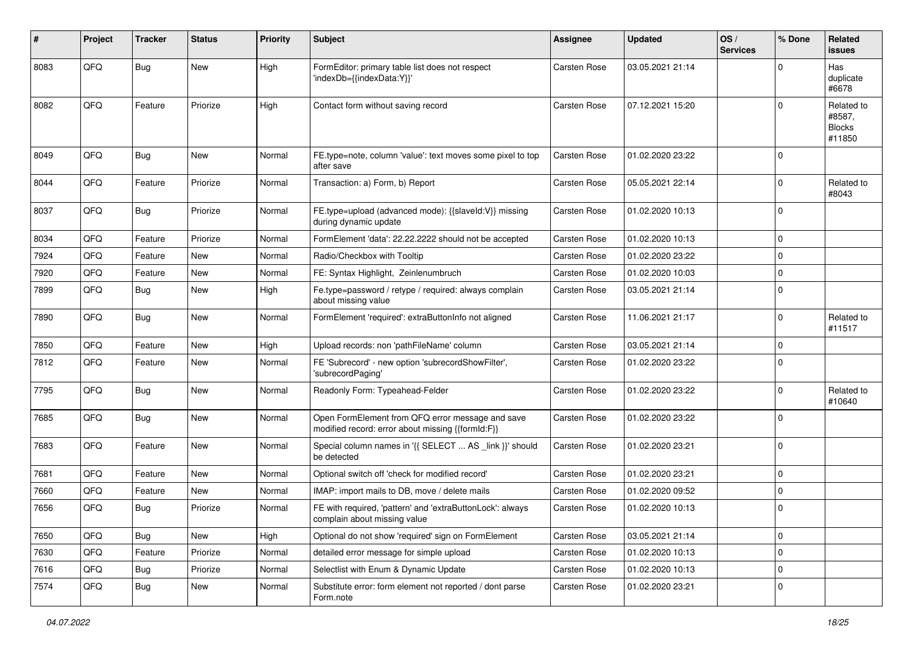| # | Project | Tracker | Status | Priority | Subject | Assignee | Updated | OS / Services | % Done | Related issues |
|---|---|---|---|---|---|---|---|---|---|---|
| 8083 | QFQ | Bug | New | High | FormEditor: primary table list does not respect 'indexDb={{indexData:Y}}' | Carsten Rose | 03.05.2021 21:14 | | 0 | Has duplicate #6678 |
| 8082 | QFQ | Feature | Priorize | High | Contact form without saving record | Carsten Rose | 07.12.2021 15:20 | | 0 | Related to #8587, Blocks #11850 |
| 8049 | QFQ | Bug | New | Normal | FE.type=note, column 'value': text moves some pixel to top after save | Carsten Rose | 01.02.2020 23:22 | | 0 | |
| 8044 | QFQ | Feature | Priorize | Normal | Transaction: a) Form, b) Report | Carsten Rose | 05.05.2021 22:14 | | 0 | Related to #8043 |
| 8037 | QFQ | Bug | Priorize | Normal | FE.type=upload (advanced mode): {{slaveId:V}} missing during dynamic update | Carsten Rose | 01.02.2020 10:13 | | 0 | |
| 8034 | QFQ | Feature | Priorize | Normal | FormElement 'data': 22.22.2222 should not be accepted | Carsten Rose | 01.02.2020 10:13 | | 0 | |
| 7924 | QFQ | Feature | New | Normal | Radio/Checkbox with Tooltip | Carsten Rose | 01.02.2020 23:22 | | 0 | |
| 7920 | QFQ | Feature | New | Normal | FE: Syntax Highlight, Zeinlenumbruch | Carsten Rose | 01.02.2020 10:03 | | 0 | |
| 7899 | QFQ | Bug | New | High | Fe.type=password / retype / required: always complain about missing value | Carsten Rose | 03.05.2021 21:14 | | 0 | |
| 7890 | QFQ | Bug | New | Normal | FormElement 'required': extraButtonInfo not aligned | Carsten Rose | 11.06.2021 21:17 | | 0 | Related to #11517 |
| 7850 | QFQ | Feature | New | High | Upload records: non 'pathFileName' column | Carsten Rose | 03.05.2021 21:14 | | 0 | |
| 7812 | QFQ | Feature | New | Normal | FE 'Subrecord' - new option 'subrecordShowFilter', 'subrecordPaging' | Carsten Rose | 01.02.2020 23:22 | | 0 | |
| 7795 | QFQ | Bug | New | Normal | Readonly Form: Typeahead-Felder | Carsten Rose | 01.02.2020 23:22 | | 0 | Related to #10640 |
| 7685 | QFQ | Bug | New | Normal | Open FormElement from QFQ error message and save modified record: error about missing {{formId:F}} | Carsten Rose | 01.02.2020 23:22 | | 0 | |
| 7683 | QFQ | Feature | New | Normal | Special column names in '{{ SELECT ... AS _link }}' should be detected | Carsten Rose | 01.02.2020 23:21 | | 0 | |
| 7681 | QFQ | Feature | New | Normal | Optional switch off 'check for modified record' | Carsten Rose | 01.02.2020 23:21 | | 0 | |
| 7660 | QFQ | Feature | New | Normal | IMAP: import mails to DB, move / delete mails | Carsten Rose | 01.02.2020 09:52 | | 0 | |
| 7656 | QFQ | Bug | Priorize | Normal | FE with required, 'pattern' and 'extraButtonLock': always complain about missing value | Carsten Rose | 01.02.2020 10:13 | | 0 | |
| 7650 | QFQ | Bug | New | High | Optional do not show 'required' sign on FormElement | Carsten Rose | 03.05.2021 21:14 | | 0 | |
| 7630 | QFQ | Feature | Priorize | Normal | detailed error message for simple upload | Carsten Rose | 01.02.2020 10:13 | | 0 | |
| 7616 | QFQ | Bug | Priorize | Normal | Selectlist with Enum & Dynamic Update | Carsten Rose | 01.02.2020 10:13 | | 0 | |
| 7574 | QFQ | Bug | New | Normal | Substitute error: form element not reported / dont parse Form.note | Carsten Rose | 01.02.2020 23:21 | | 0 | |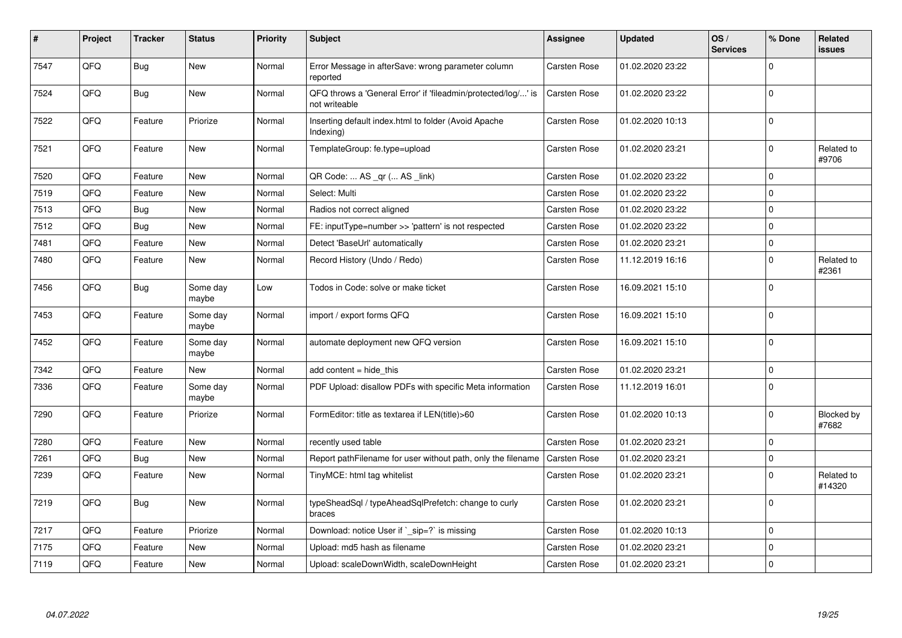| # | Project | Tracker | Status | Priority | Subject | Assignee | Updated | OS / Services | % Done | Related issues |
|---|---|---|---|---|---|---|---|---|---|---|
| 7547 | QFQ | Bug | New | Normal | Error Message in afterSave: wrong parameter column reported | Carsten Rose | 01.02.2020 23:22 | | 0 | |
| 7524 | QFQ | Bug | New | Normal | QFQ throws a 'General Error' if 'fileadmin/protected/log/...' is not writeable | Carsten Rose | 01.02.2020 23:22 | | 0 | |
| 7522 | QFQ | Feature | Priorize | Normal | Inserting default index.html to folder (Avoid Apache Indexing) | Carsten Rose | 01.02.2020 10:13 | | 0 | |
| 7521 | QFQ | Feature | New | Normal | TemplateGroup: fe.type=upload | Carsten Rose | 01.02.2020 23:21 | | 0 | Related to #9706 |
| 7520 | QFQ | Feature | New | Normal | QR Code: ... AS _qr (... AS _link) | Carsten Rose | 01.02.2020 23:22 | | 0 | |
| 7519 | QFQ | Feature | New | Normal | Select: Multi | Carsten Rose | 01.02.2020 23:22 | | 0 | |
| 7513 | QFQ | Bug | New | Normal | Radios not correct aligned | Carsten Rose | 01.02.2020 23:22 | | 0 | |
| 7512 | QFQ | Bug | New | Normal | FE: inputType=number >> 'pattern' is not respected | Carsten Rose | 01.02.2020 23:22 | | 0 | |
| 7481 | QFQ | Feature | New | Normal | Detect 'BaseUrl' automatically | Carsten Rose | 01.02.2020 23:21 | | 0 | |
| 7480 | QFQ | Feature | New | Normal | Record History (Undo / Redo) | Carsten Rose | 11.12.2019 16:16 | | 0 | Related to #2361 |
| 7456 | QFQ | Bug | Some day maybe | Low | Todos in Code: solve or make ticket | Carsten Rose | 16.09.2021 15:10 | | 0 | |
| 7453 | QFQ | Feature | Some day maybe | Normal | import / export forms QFQ | Carsten Rose | 16.09.2021 15:10 | | 0 | |
| 7452 | QFQ | Feature | Some day maybe | Normal | automate deployment new QFQ version | Carsten Rose | 16.09.2021 15:10 | | 0 | |
| 7342 | QFQ | Feature | New | Normal | add content = hide_this | Carsten Rose | 01.02.2020 23:21 | | 0 | |
| 7336 | QFQ | Feature | Some day maybe | Normal | PDF Upload: disallow PDFs with specific Meta information | Carsten Rose | 11.12.2019 16:01 | | 0 | |
| 7290 | QFQ | Feature | Priorize | Normal | FormEditor: title as textarea if LEN(title)>60 | Carsten Rose | 01.02.2020 10:13 | | 0 | Blocked by #7682 |
| 7280 | QFQ | Feature | New | Normal | recently used table | Carsten Rose | 01.02.2020 23:21 | | 0 | |
| 7261 | QFQ | Bug | New | Normal | Report pathFilename for user without path, only the filename | Carsten Rose | 01.02.2020 23:21 | | 0 | |
| 7239 | QFQ | Feature | New | Normal | TinyMCE: html tag whitelist | Carsten Rose | 01.02.2020 23:21 | | 0 | Related to #14320 |
| 7219 | QFQ | Bug | New | Normal | typeSheadSql / typeAheadSqlPrefetch: change to curly braces | Carsten Rose | 01.02.2020 23:21 | | 0 | |
| 7217 | QFQ | Feature | Priorize | Normal | Download: notice User if `_sip=?` is missing | Carsten Rose | 01.02.2020 10:13 | | 0 | |
| 7175 | QFQ | Feature | New | Normal | Upload: md5 hash as filename | Carsten Rose | 01.02.2020 23:21 | | 0 | |
| 7119 | QFQ | Feature | New | Normal | Upload: scaleDownWidth, scaleDownHeight | Carsten Rose | 01.02.2020 23:21 | | 0 | |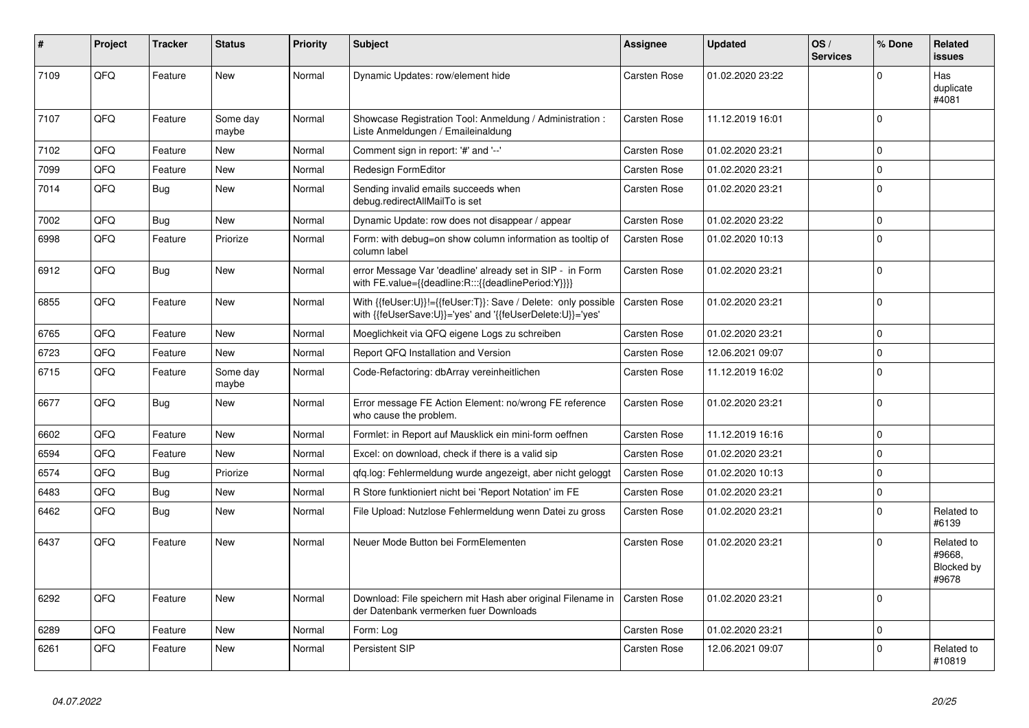| # | Project | Tracker | Status | Priority | Subject | Assignee | Updated | OS / Services | % Done | Related issues |
|---|---|---|---|---|---|---|---|---|---|---|
| 7109 | QFQ | Feature | New | Normal | Dynamic Updates: row/element hide | Carsten Rose | 01.02.2020 23:22 | | 0 | Has duplicate #4081 |
| 7107 | QFQ | Feature | Some day maybe | Normal | Showcase Registration Tool: Anmeldung / Administration : Liste Anmeldungen / Emaileinaldung | Carsten Rose | 11.12.2019 16:01 | | 0 | |
| 7102 | QFQ | Feature | New | Normal | Comment sign in report: '#' and '--' | Carsten Rose | 01.02.2020 23:21 | | 0 | |
| 7099 | QFQ | Feature | New | Normal | Redesign FormEditor | Carsten Rose | 01.02.2020 23:21 | | 0 | |
| 7014 | QFQ | Bug | New | Normal | Sending invalid emails succeeds when debug.redirectAllMailTo is set | Carsten Rose | 01.02.2020 23:21 | | 0 | |
| 7002 | QFQ | Bug | New | Normal | Dynamic Update: row does not disappear / appear | Carsten Rose | 01.02.2020 23:22 | | 0 | |
| 6998 | QFQ | Feature | Priorize | Normal | Form: with debug=on show column information as tooltip of column label | Carsten Rose | 01.02.2020 10:13 | | 0 | |
| 6912 | QFQ | Bug | New | Normal | error Message Var 'deadline' already set in SIP - in Form with FE.value={{deadline:R:::{{deadlinePeriod:Y}}}} | Carsten Rose | 01.02.2020 23:21 | | 0 | |
| 6855 | QFQ | Feature | New | Normal | With {{feUser:U}}!={{feUser:T}}: Save / Delete: only possible with {{feUserSave:U}}='yes' and '{{feUserDelete:U}}='yes' | Carsten Rose | 01.02.2020 23:21 | | 0 | |
| 6765 | QFQ | Feature | New | Normal | Moeglichkeit via QFQ eigene Logs zu schreiben | Carsten Rose | 01.02.2020 23:21 | | 0 | |
| 6723 | QFQ | Feature | New | Normal | Report QFQ Installation and Version | Carsten Rose | 12.06.2021 09:07 | | 0 | |
| 6715 | QFQ | Feature | Some day maybe | Normal | Code-Refactoring: dbArray vereinheitlichen | Carsten Rose | 11.12.2019 16:02 | | 0 | |
| 6677 | QFQ | Bug | New | Normal | Error message FE Action Element: no/wrong FE reference who cause the problem. | Carsten Rose | 01.02.2020 23:21 | | 0 | |
| 6602 | QFQ | Feature | New | Normal | Formlet: in Report auf Mausklick ein mini-form oeffnen | Carsten Rose | 11.12.2019 16:16 | | 0 | |
| 6594 | QFQ | Feature | New | Normal | Excel: on download, check if there is a valid sip | Carsten Rose | 01.02.2020 23:21 | | 0 | |
| 6574 | QFQ | Bug | Priorize | Normal | qfq.log: Fehlermeldung wurde angezeigt, aber nicht geloggt | Carsten Rose | 01.02.2020 10:13 | | 0 | |
| 6483 | QFQ | Bug | New | Normal | R Store funktioniert nicht bei 'Report Notation' im FE | Carsten Rose | 01.02.2020 23:21 | | 0 | |
| 6462 | QFQ | Bug | New | Normal | File Upload: Nutzlose Fehlermeldung wenn Datei zu gross | Carsten Rose | 01.02.2020 23:21 | | 0 | Related to #6139 |
| 6437 | QFQ | Feature | New | Normal | Neuer Mode Button bei FormElementen | Carsten Rose | 01.02.2020 23:21 | | 0 | Related to #9668, Blocked by #9678 |
| 6292 | QFQ | Feature | New | Normal | Download: File speichern mit Hash aber original Filename in der Datenbank vermerken fuer Downloads | Carsten Rose | 01.02.2020 23:21 | | 0 | |
| 6289 | QFQ | Feature | New | Normal | Form: Log | Carsten Rose | 01.02.2020 23:21 | | 0 | |
| 6261 | QFQ | Feature | New | Normal | Persistent SIP | Carsten Rose | 12.06.2021 09:07 | | 0 | Related to #10819 |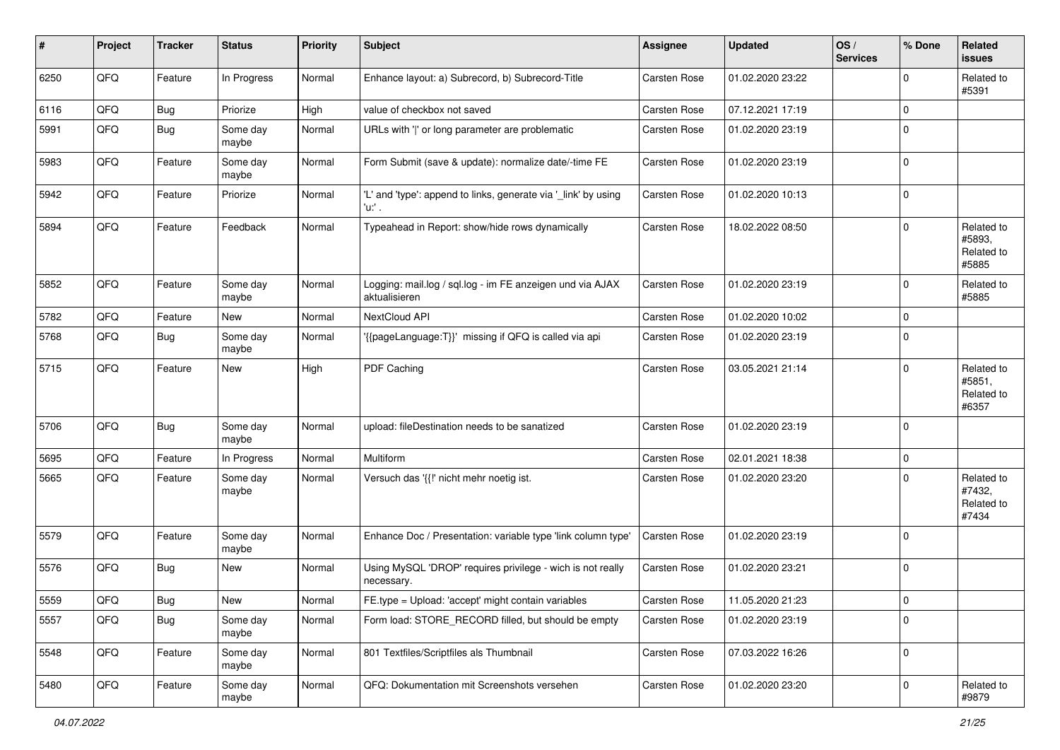| # | Project | Tracker | Status | Priority | Subject | Assignee | Updated | OS / Services | % Done | Related issues |
|---|---|---|---|---|---|---|---|---|---|---|
| 6250 | QFQ | Feature | In Progress | Normal | Enhance layout: a) Subrecord, b) Subrecord-Title | Carsten Rose | 01.02.2020 23:22 | | 0 | Related to #5391 |
| 6116 | QFQ | Bug | Priorize | High | value of checkbox not saved | Carsten Rose | 07.12.2021 17:19 | | 0 | |
| 5991 | QFQ | Bug | Some day maybe | Normal | URLs with '\|' or long parameter are problematic | Carsten Rose | 01.02.2020 23:19 | | 0 | |
| 5983 | QFQ | Feature | Some day maybe | Normal | Form Submit (save & update): normalize date/-time FE | Carsten Rose | 01.02.2020 23:19 | | 0 | |
| 5942 | QFQ | Feature | Priorize | Normal | 'L' and 'type': append to links, generate via '_link' by using 'u:' . | Carsten Rose | 01.02.2020 10:13 | | 0 | |
| 5894 | QFQ | Feature | Feedback | Normal | Typeahead in Report: show/hide rows dynamically | Carsten Rose | 18.02.2022 08:50 | | 0 | Related to #5893, Related to #5885 |
| 5852 | QFQ | Feature | Some day maybe | Normal | Logging: mail.log / sql.log - im FE anzeigen und via AJAX aktualisieren | Carsten Rose | 01.02.2020 23:19 | | 0 | Related to #5885 |
| 5782 | QFQ | Feature | New | Normal | NextCloud API | Carsten Rose | 01.02.2020 10:02 | | 0 | |
| 5768 | QFQ | Bug | Some day maybe | Normal | '{{pageLanguage:T}}' missing if QFQ is called via api | Carsten Rose | 01.02.2020 23:19 | | 0 | |
| 5715 | QFQ | Feature | New | High | PDF Caching | Carsten Rose | 03.05.2021 21:14 | | 0 | Related to #5851, Related to #6357 |
| 5706 | QFQ | Bug | Some day maybe | Normal | upload: fileDestination needs to be sanatized | Carsten Rose | 01.02.2020 23:19 | | 0 | |
| 5695 | QFQ | Feature | In Progress | Normal | Multiform | Carsten Rose | 02.01.2021 18:38 | | 0 | |
| 5665 | QFQ | Feature | Some day maybe | Normal | Versuch das '{{!' nicht mehr noetig ist. | Carsten Rose | 01.02.2020 23:20 | | 0 | Related to #7432, Related to #7434 |
| 5579 | QFQ | Feature | Some day maybe | Normal | Enhance Doc / Presentation: variable type 'link column type' | Carsten Rose | 01.02.2020 23:19 | | 0 | |
| 5576 | QFQ | Bug | New | Normal | Using MySQL 'DROP' requires privilege - wich is not really necessary. | Carsten Rose | 01.02.2020 23:21 | | 0 | |
| 5559 | QFQ | Bug | New | Normal | FE.type = Upload: 'accept' might contain variables | Carsten Rose | 11.05.2020 21:23 | | 0 | |
| 5557 | QFQ | Bug | Some day maybe | Normal | Form load: STORE_RECORD filled, but should be empty | Carsten Rose | 01.02.2020 23:19 | | 0 | |
| 5548 | QFQ | Feature | Some day maybe | Normal | 801 Textfiles/Scriptfiles als Thumbnail | Carsten Rose | 07.03.2022 16:26 | | 0 | |
| 5480 | QFQ | Feature | Some day maybe | Normal | QFQ: Dokumentation mit Screenshots versehen | Carsten Rose | 01.02.2020 23:20 | | 0 | Related to #9879 |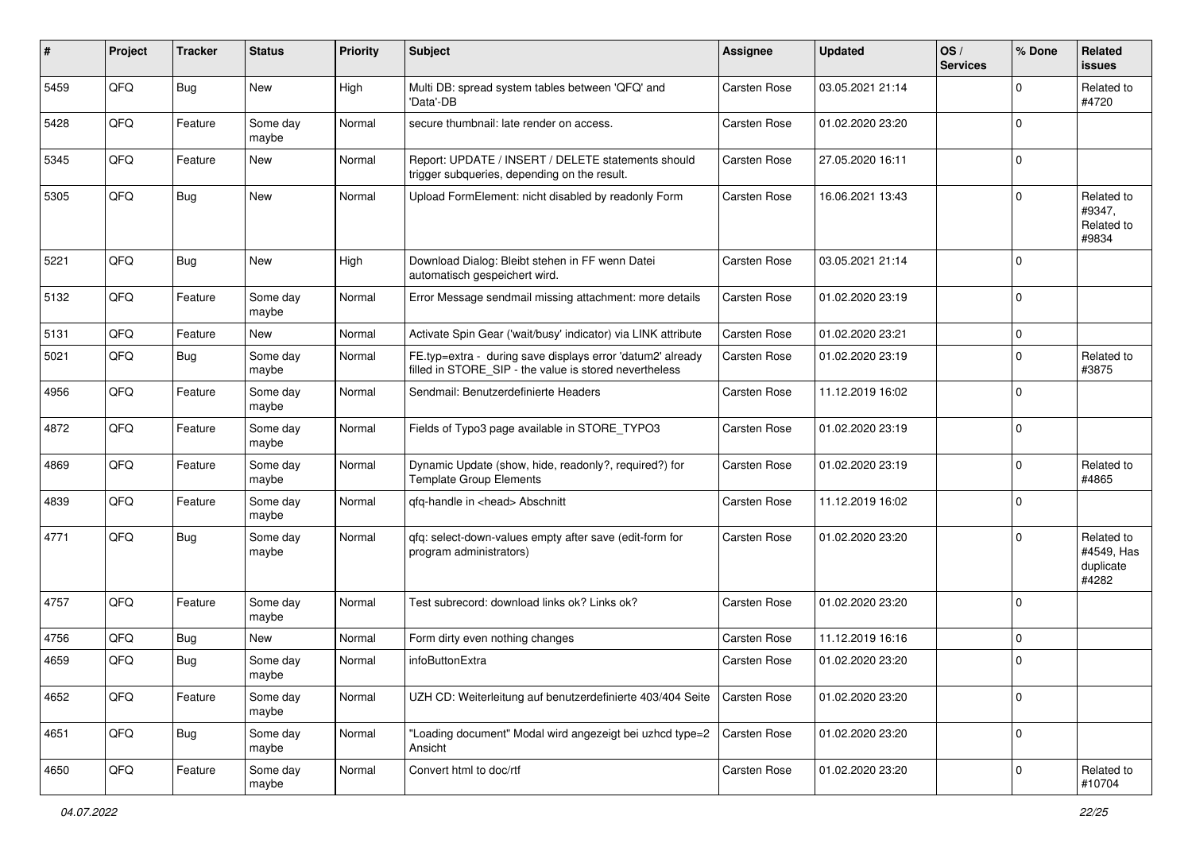| # | Project | Tracker | Status | Priority | Subject | Assignee | Updated | OS / Services | % Done | Related issues |
|---|---|---|---|---|---|---|---|---|---|---|
| 5459 | QFQ | Bug | New | High | Multi DB: spread system tables between 'QFQ' and 'Data'-DB | Carsten Rose | 03.05.2021 21:14 | | 0 | Related to #4720 |
| 5428 | QFQ | Feature | Some day maybe | Normal | secure thumbnail: late render on access. | Carsten Rose | 01.02.2020 23:20 | | 0 | |
| 5345 | QFQ | Feature | New | Normal | Report: UPDATE / INSERT / DELETE statements should trigger subqueries, depending on the result. | Carsten Rose | 27.05.2020 16:11 | | 0 | |
| 5305 | QFQ | Bug | New | Normal | Upload FormElement: nicht disabled by readonly Form | Carsten Rose | 16.06.2021 13:43 | | 0 | Related to #9347, Related to #9834 |
| 5221 | QFQ | Bug | New | High | Download Dialog: Bleibt stehen in FF wenn Datei automatisch gespeichert wird. | Carsten Rose | 03.05.2021 21:14 | | 0 | |
| 5132 | QFQ | Feature | Some day maybe | Normal | Error Message sendmail missing attachment: more details | Carsten Rose | 01.02.2020 23:19 | | 0 | |
| 5131 | QFQ | Feature | New | Normal | Activate Spin Gear ('wait/busy' indicator) via LINK attribute | Carsten Rose | 01.02.2020 23:21 | | 0 | |
| 5021 | QFQ | Bug | Some day maybe | Normal | FE.typ=extra - during save displays error 'datum2' already filled in STORE_SIP - the value is stored nevertheless | Carsten Rose | 01.02.2020 23:19 | | 0 | Related to #3875 |
| 4956 | QFQ | Feature | Some day maybe | Normal | Sendmail: Benutzerdefinierte Headers | Carsten Rose | 11.12.2019 16:02 | | 0 | |
| 4872 | QFQ | Feature | Some day maybe | Normal | Fields of Typo3 page available in STORE_TYPO3 | Carsten Rose | 01.02.2020 23:19 | | 0 | |
| 4869 | QFQ | Feature | Some day maybe | Normal | Dynamic Update (show, hide, readonly?, required?) for Template Group Elements | Carsten Rose | 01.02.2020 23:19 | | 0 | Related to #4865 |
| 4839 | QFQ | Feature | Some day maybe | Normal | qfq-handle in <head> Abschnitt | Carsten Rose | 11.12.2019 16:02 | | 0 | |
| 4771 | QFQ | Bug | Some day maybe | Normal | qfq: select-down-values empty after save (edit-form for program administrators) | Carsten Rose | 01.02.2020 23:20 | | 0 | Related to #4549, Has duplicate #4282 |
| 4757 | QFQ | Feature | Some day maybe | Normal | Test subrecord: download links ok? Links ok? | Carsten Rose | 01.02.2020 23:20 | | 0 | |
| 4756 | QFQ | Bug | New | Normal | Form dirty even nothing changes | Carsten Rose | 11.12.2019 16:16 | | 0 | |
| 4659 | QFQ | Bug | Some day maybe | Normal | infoButtonExtra | Carsten Rose | 01.02.2020 23:20 | | 0 | |
| 4652 | QFQ | Feature | Some day maybe | Normal | UZH CD: Weiterleitung auf benutzerdefinierte 403/404 Seite | Carsten Rose | 01.02.2020 23:20 | | 0 | |
| 4651 | QFQ | Bug | Some day maybe | Normal | "Loading document" Modal wird angezeigt bei uzhcd type=2 Ansicht | Carsten Rose | 01.02.2020 23:20 | | 0 | |
| 4650 | QFQ | Feature | Some day maybe | Normal | Convert html to doc/rtf | Carsten Rose | 01.02.2020 23:20 | | 0 | Related to #10704 |

*04.07.2022*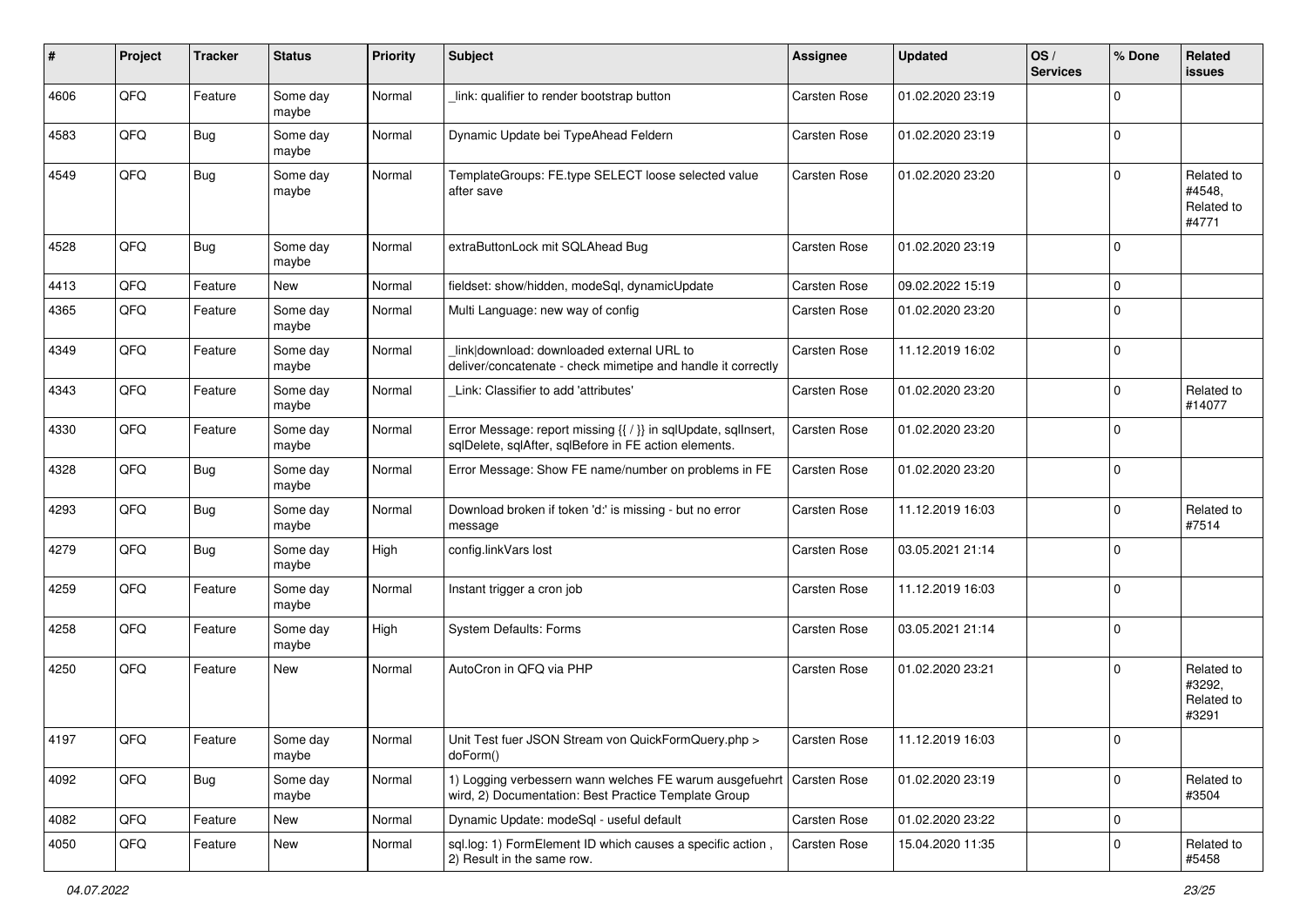| # | Project | Tracker | Status | Priority | Subject | Assignee | Updated | OS / Services | % Done | Related issues |
|---|---|---|---|---|---|---|---|---|---|---|
| 4606 | QFO | Feature | Some day maybe | Normal | _link: qualifier to render bootstrap button | Carsten Rose | 01.02.2020 23:19 | | 0 | |
| 4583 | QFQ | Bug | Some day maybe | Normal | Dynamic Update bei TypeAhead Feldern | Carsten Rose | 01.02.2020 23:19 | | 0 | |
| 4549 | QFQ | Bug | Some day maybe | Normal | TemplateGroups: FE.type SELECT loose selected value after save | Carsten Rose | 01.02.2020 23:20 | | 0 | Related to #4548, Related to #4771 |
| 4528 | QFQ | Bug | Some day maybe | Normal | extraButtonLock mit SQLAhead Bug | Carsten Rose | 01.02.2020 23:19 | | 0 | |
| 4413 | QFQ | Feature | New | Normal | fieldset: show/hidden, modeSql, dynamicUpdate | Carsten Rose | 09.02.2022 15:19 | | 0 | |
| 4365 | QFQ | Feature | Some day maybe | Normal | Multi Language: new way of config | Carsten Rose | 01.02.2020 23:20 | | 0 | |
| 4349 | QFQ | Feature | Some day maybe | Normal | link\|download: downloaded external URL to deliver/concatenate - check mimetipe and handle it correctly | Carsten Rose | 11.12.2019 16:02 | | 0 | |
| 4343 | QFQ | Feature | Some day maybe | Normal | _Link: Classifier to add 'attributes' | Carsten Rose | 01.02.2020 23:20 | | 0 | Related to #14077 |
| 4330 | QFQ | Feature | Some day maybe | Normal | Error Message: report missing {{ / }} in sqlUpdate, sqlInsert, sqlDelete, sqlAfter, sqlBefore in FE action elements. | Carsten Rose | 01.02.2020 23:20 | | 0 | |
| 4328 | QFQ | Bug | Some day maybe | Normal | Error Message: Show FE name/number on problems in FE | Carsten Rose | 01.02.2020 23:20 | | 0 | |
| 4293 | QFQ | Bug | Some day maybe | Normal | Download broken if token 'd:' is missing - but no error message | Carsten Rose | 11.12.2019 16:03 | | 0 | Related to #7514 |
| 4279 | QFQ | Bug | Some day maybe | High | config.linkVars lost | Carsten Rose | 03.05.2021 21:14 | | 0 | |
| 4259 | QFQ | Feature | Some day maybe | Normal | Instant trigger a cron job | Carsten Rose | 11.12.2019 16:03 | | 0 | |
| 4258 | QFQ | Feature | Some day maybe | High | System Defaults: Forms | Carsten Rose | 03.05.2021 21:14 | | 0 | |
| 4250 | QFQ | Feature | New | Normal | AutoCron in QFQ via PHP | Carsten Rose | 01.02.2020 23:21 | | 0 | Related to #3292, Related to #3291 |
| 4197 | QFQ | Feature | Some day maybe | Normal | Unit Test fuer JSON Stream von QuickFormQuery.php > doForm() | Carsten Rose | 11.12.2019 16:03 | | 0 | |
| 4092 | QFQ | Bug | Some day maybe | Normal | 1) Logging verbessern wann welches FE warum ausgefuehrt wird, 2) Documentation: Best Practice Template Group | Carsten Rose | 01.02.2020 23:19 | | 0 | Related to #3504 |
| 4082 | QFQ | Feature | New | Normal | Dynamic Update: modeSql - useful default | Carsten Rose | 01.02.2020 23:22 | | 0 | |
| 4050 | QFQ | Feature | New | Normal | sql.log: 1) FormElement ID which causes a specific action , 2) Result in the same row. | Carsten Rose | 15.04.2020 11:35 | | 0 | Related to #5458 |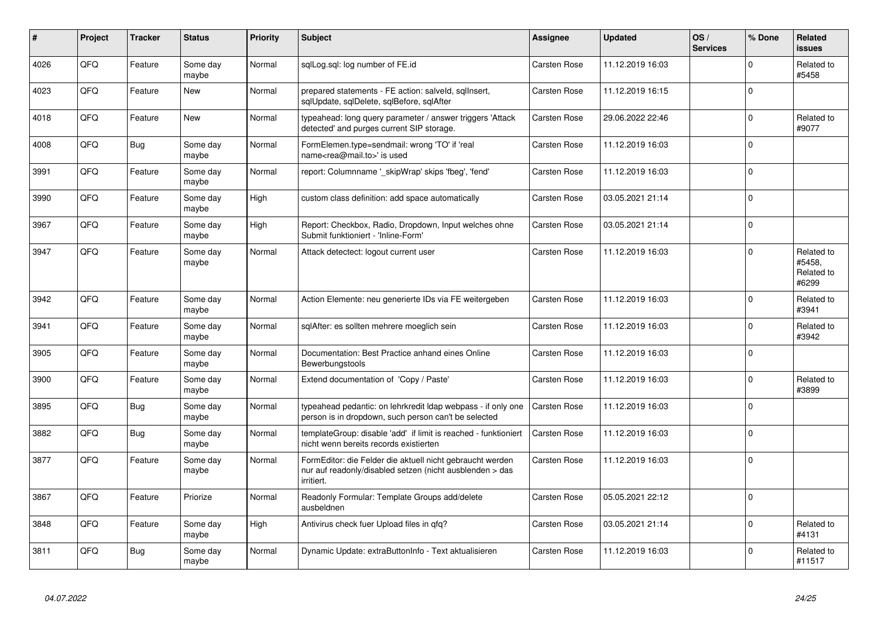| # | Project | Tracker | Status | Priority | Subject | Assignee | Updated | OS / Services | % Done | Related issues |
|---|---|---|---|---|---|---|---|---|---|---|
| 4026 | QFQ | Feature | Some day maybe | Normal | sqlLog.sql: log number of FE.id | Carsten Rose | 11.12.2019 16:03 | | 0 | Related to #5458 |
| 4023 | QFQ | Feature | New | Normal | prepared statements - FE action: salveld, sqlInsert, sqlUpdate, sqlDelete, sqlBefore, sqlAfter | Carsten Rose | 11.12.2019 16:15 | | 0 | |
| 4018 | QFQ | Feature | New | Normal | typeahead: long query parameter / answer triggers 'Attack detected' and purges current SIP storage. | Carsten Rose | 29.06.2022 22:46 | | 0 | Related to #9077 |
| 4008 | QFQ | Bug | Some day maybe | Normal | FormElemen.type=sendmail: wrong 'TO' if 'real name<rea@mail.to>' is used | Carsten Rose | 11.12.2019 16:03 | | 0 | |
| 3991 | QFQ | Feature | Some day maybe | Normal | report: Columnname '_skipWrap' skips 'fbeg', 'fend' | Carsten Rose | 11.12.2019 16:03 | | 0 | |
| 3990 | QFQ | Feature | Some day maybe | High | custom class definition: add space automatically | Carsten Rose | 03.05.2021 21:14 | | 0 | |
| 3967 | QFQ | Feature | Some day maybe | High | Report: Checkbox, Radio, Dropdown, Input welches ohne Submit funktioniert - 'Inline-Form' | Carsten Rose | 03.05.2021 21:14 | | 0 | |
| 3947 | QFQ | Feature | Some day maybe | Normal | Attack detectect: logout current user | Carsten Rose | 11.12.2019 16:03 | | 0 | Related to #5458, Related to #6299 |
| 3942 | QFQ | Feature | Some day maybe | Normal | Action Elemente: neu generierte IDs via FE weitergeben | Carsten Rose | 11.12.2019 16:03 | | 0 | Related to #3941 |
| 3941 | QFQ | Feature | Some day maybe | Normal | sqlAfter: es sollten mehrere moeglich sein | Carsten Rose | 11.12.2019 16:03 | | 0 | Related to #3942 |
| 3905 | QFQ | Feature | Some day maybe | Normal | Documentation: Best Practice anhand eines Online Bewerbungstools | Carsten Rose | 11.12.2019 16:03 | | 0 | |
| 3900 | QFQ | Feature | Some day maybe | Normal | Extend documentation of 'Copy / Paste' | Carsten Rose | 11.12.2019 16:03 | | 0 | Related to #3899 |
| 3895 | QFQ | Bug | Some day maybe | Normal | typeahead pedantic: on lehrkredit ldap webpass - if only one person is in dropdown, such person can't be selected | Carsten Rose | 11.12.2019 16:03 | | 0 | |
| 3882 | QFQ | Bug | Some day maybe | Normal | templateGroup: disable 'add' if limit is reached - funktioniert nicht wenn bereits records existierten | Carsten Rose | 11.12.2019 16:03 | | 0 | |
| 3877 | QFQ | Feature | Some day maybe | Normal | FormEditor: die Felder die aktuell nicht gebraucht werden nur auf readonly/disabled setzen (nicht ausblenden > das irritiert. | Carsten Rose | 11.12.2019 16:03 | | 0 | |
| 3867 | QFQ | Feature | Priorize | Normal | Readonly Formular: Template Groups add/delete ausbeldnen | Carsten Rose | 05.05.2021 22:12 | | 0 | |
| 3848 | QFQ | Feature | Some day maybe | High | Antivirus check fuer Upload files in qfq? | Carsten Rose | 03.05.2021 21:14 | | 0 | Related to #4131 |
| 3811 | QFQ | Bug | Some day maybe | Normal | Dynamic Update: extraButtonInfo - Text aktualisieren | Carsten Rose | 11.12.2019 16:03 | | 0 | Related to #11517 |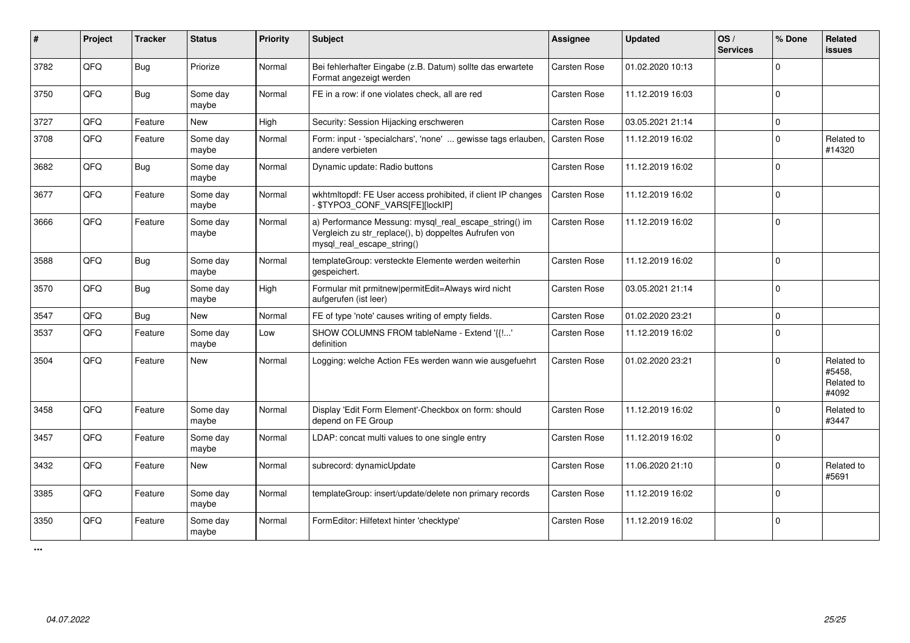| # | Project | Tracker | Status | Priority | Subject | Assignee | Updated | OS / Services | % Done | Related issues |
|---|---|---|---|---|---|---|---|---|---|---|
| 3782 | QFQ | Bug | Priorize | Normal | Bei fehlerhafter Eingabe (z.B. Datum) sollte das erwartete Format angezeigt werden | Carsten Rose | 01.02.2020 10:13 | | 0 | |
| 3750 | QFQ | Bug | Some day maybe | Normal | FE in a row: if one violates check, all are red | Carsten Rose | 11.12.2019 16:03 | | 0 | |
| 3727 | QFQ | Feature | New | High | Security: Session Hijacking erschweren | Carsten Rose | 03.05.2021 21:14 | | 0 | |
| 3708 | QFQ | Feature | Some day maybe | Normal | Form: input - 'specialchars', 'none' ... gewisse tags erlauben, andere verbieten | Carsten Rose | 11.12.2019 16:02 | | 0 | Related to #14320 |
| 3682 | QFQ | Bug | Some day maybe | Normal | Dynamic update: Radio buttons | Carsten Rose | 11.12.2019 16:02 | | 0 | |
| 3677 | QFQ | Feature | Some day maybe | Normal | wkhtmltopdf: FE User access prohibited, if client IP changes - $TYPO3_CONF_VARS[FE][lockIP] | Carsten Rose | 11.12.2019 16:02 | | 0 | |
| 3666 | QFQ | Feature | Some day maybe | Normal | a) Performance Messung: mysql_real_escape_string() im Vergleich zu str_replace(), b) doppeltes Aufrufen von mysql_real_escape_string() | Carsten Rose | 11.12.2019 16:02 | | 0 | |
| 3588 | QFQ | Bug | Some day maybe | Normal | templateGroup: versteckte Elemente werden weiterhin gespeichert. | Carsten Rose | 11.12.2019 16:02 | | 0 | |
| 3570 | QFQ | Bug | Some day maybe | High | Formular mit prmitnew\|permitEdit=Always wird nicht aufgerufen (ist leer) | Carsten Rose | 03.05.2021 21:14 | | 0 | |
| 3547 | QFQ | Bug | New | Normal | FE of type 'note' causes writing of empty fields. | Carsten Rose | 01.02.2020 23:21 | | 0 | |
| 3537 | QFQ | Feature | Some day maybe | Low | SHOW COLUMNS FROM tableName - Extend '{{!...' definition | Carsten Rose | 11.12.2019 16:02 | | 0 | |
| 3504 | QFQ | Feature | New | Normal | Logging: welche Action FEs werden wann wie ausgefuehrt | Carsten Rose | 01.02.2020 23:21 | | 0 | Related to #5458, Related to #4092 |
| 3458 | QFQ | Feature | Some day maybe | Normal | Display 'Edit Form Element'-Checkbox on form: should depend on FE Group | Carsten Rose | 11.12.2019 16:02 | | 0 | Related to #3447 |
| 3457 | QFQ | Feature | Some day maybe | Normal | LDAP: concat multi values to one single entry | Carsten Rose | 11.12.2019 16:02 | | 0 | |
| 3432 | QFQ | Feature | New | Normal | subrecord: dynamicUpdate | Carsten Rose | 11.06.2020 21:10 | | 0 | Related to #5691 |
| 3385 | QFQ | Feature | Some day maybe | Normal | templateGroup: insert/update/delete non primary records | Carsten Rose | 11.12.2019 16:02 | | 0 | |
| 3350 | QFQ | Feature | Some day maybe | Normal | FormEditor: Hilfetext hinter 'checktype' | Carsten Rose | 11.12.2019 16:02 | | 0 | |

...